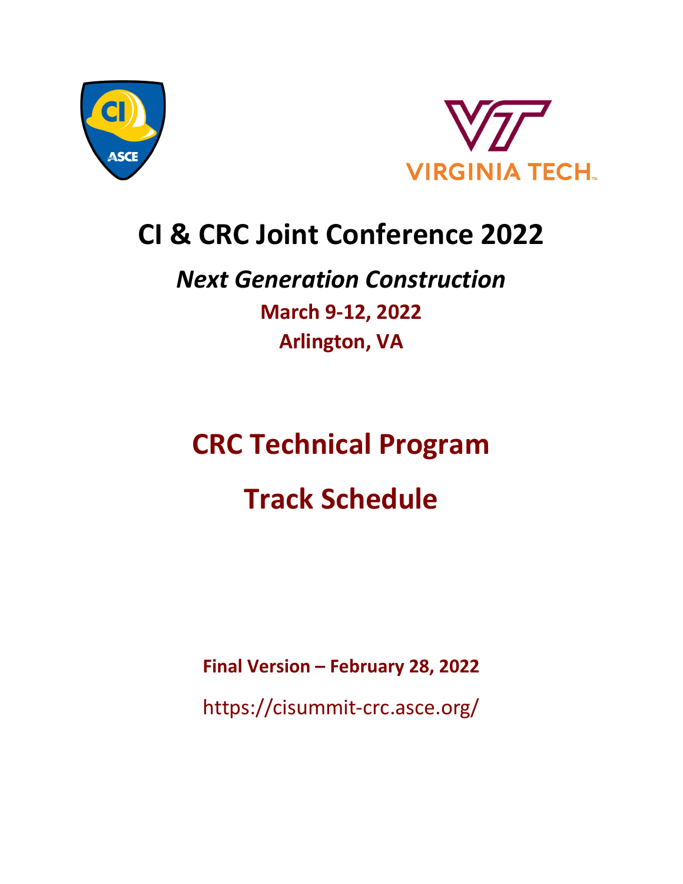# CI & CRC Joint Conference 2022

## *Next Generation Construction*

**March 9-12, 2022**

**Arlington, VA**

# CRC Technical Program

# Track Schedule

**Final Version – February 28, 2022**

https://cisummit-crc.asce.org/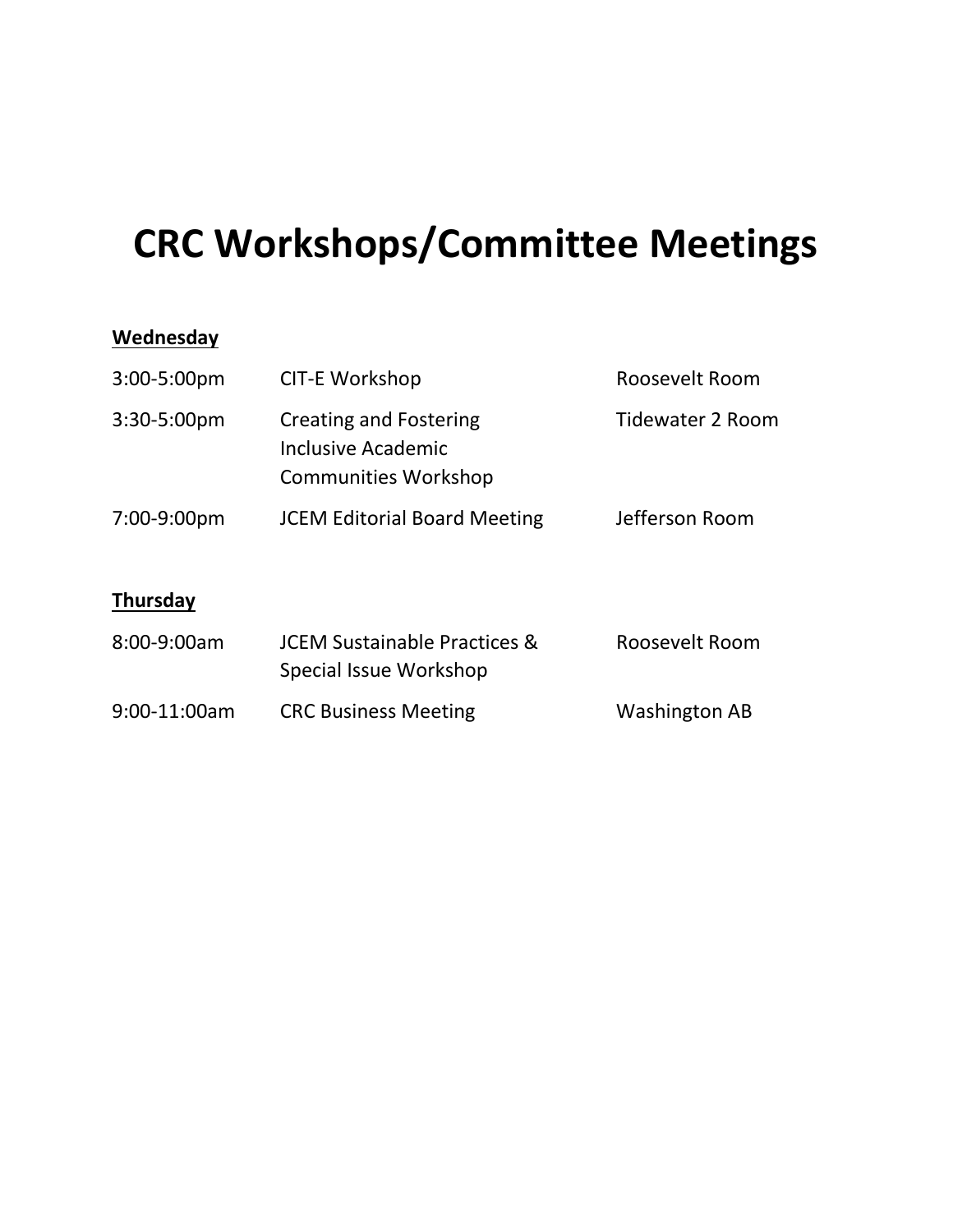# CRC Workshops/Committee Meetings

**Wednesday**

| | | |
|---|---|---|
| 3:00-5:00pm | CIT-E Workshop | Roosevelt Room |
| 3:30-5:00pm | Creating and Fostering Inclusive Academic Communities Workshop | Tidewater 2 Room |
| 7:00-9:00pm | JCEM Editorial Board Meeting | Jefferson Room |

**Thursday**

| | | |
|---|---|---|
| 8:00-9:00am | JCEM Sustainable Practices & Special Issue Workshop | Roosevelt Room |
| 9:00-11:00am | CRC Business Meeting | Washington AB |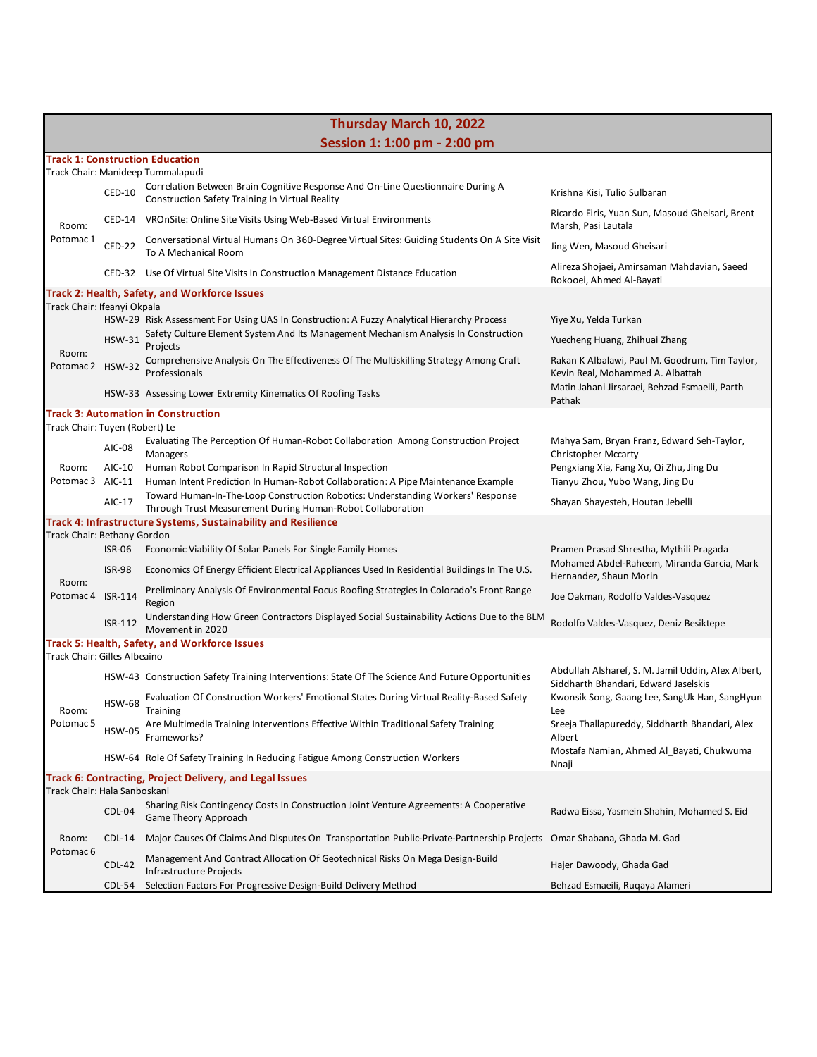## Thursday March 10, 2022

## Session 1: 1:00 pm - 2:00 pm

### Track 1: Construction Education

Track Chair: Manideep Tummalapudi

| Room | ID | Title | Authors |
|---|---|---|---|
| Room: Potomac 1 | CED-10 | Correlation Between Brain Cognitive Response And On-Line Questionnaire During A Construction Safety Training In Virtual Reality | Krishna Kisi, Tulio Sulbaran |
| | CED-14 | VROnSite: Online Site Visits Using Web-Based Virtual Environments | Ricardo Eiris, Yuan Sun, Masoud Gheisari, Brent Marsh, Pasi Lautala |
| | CED-22 | Conversational Virtual Humans On 360-Degree Virtual Sites: Guiding Students On A Site Visit To A Mechanical Room | Jing Wen, Masoud Gheisari |
| | CED-32 | Use Of Virtual Site Visits In Construction Management Distance Education | Alireza Shojaei, Amirsaman Mahdavian, Saeed Rokooei, Ahmed Al-Bayati |

### Track 2: Health, Safety, and Workforce Issues

Track Chair: Ifeanyi Okpala

| Room | ID | Title | Authors |
|---|---|---|---|
| Room: Potomac 2 | HSW-29 | Risk Assessment For Using UAS In Construction: A Fuzzy Analytical Hierarchy Process | Yiye Xu, Yelda Turkan |
| | HSW-31 | Safety Culture Element System And Its Management Mechanism Analysis In Construction Projects | Yuecheng Huang, Zhihuai Zhang |
| | HSW-32 | Comprehensive Analysis On The Effectiveness Of The Multiskilling Strategy Among Craft Professionals | Rakan K Albalawi, Paul M. Goodrum, Tim Taylor, Kevin Real, Mohammed A. Albattah |
| | HSW-33 | Assessing Lower Extremity Kinematics Of Roofing Tasks | Matin Jahani Jirsaraei, Behzad Esmaeili, Parth Pathak |

### Track 3: Automation in Construction

Track Chair: Tuyen (Robert) Le

| Room | ID | Title | Authors |
|---|---|---|---|
| Room: Potomac 3 | AIC-08 | Evaluating The Perception Of Human-Robot Collaboration Among Construction Project Managers | Mahya Sam, Bryan Franz, Edward Seh-Taylor, Christopher Mccarty |
| | AIC-10 | Human Robot Comparison In Rapid Structural Inspection | Pengxiang Xia, Fang Xu, Qi Zhu, Jing Du |
| | AIC-11 | Human Intent Prediction In Human-Robot Collaboration: A Pipe Maintenance Example | Tianyu Zhou, Yubo Wang, Jing Du |
| | AIC-17 | Toward Human-In-The-Loop Construction Robotics: Understanding Workers' Response Through Trust Measurement During Human-Robot Collaboration | Shayan Shayesteh, Houtan Jebelli |

### Track 4: Infrastructure Systems, Sustainability and Resilience

Track Chair: Bethany Gordon

| Room | ID | Title | Authors |
|---|---|---|---|
| Room: Potomac 4 | ISR-06 | Economic Viability Of Solar Panels For Single Family Homes | Pramen Prasad Shrestha, Mythili Pragada |
| | ISR-98 | Economics Of Energy Efficient Electrical Appliances Used In Residential Buildings In The U.S. | Mohamed Abdel-Raheem, Miranda Garcia, Mark Hernandez, Shaun Morin |
| | ISR-114 | Preliminary Analysis Of Environmental Focus Roofing Strategies In Colorado's Front Range Region | Joe Oakman, Rodolfo Valdes-Vasquez |
| | ISR-112 | Understanding How Green Contractors Displayed Social Sustainability Actions Due to the BLM Movement in 2020 | Rodolfo Valdes-Vasquez, Deniz Besiktepe |

### Track 5: Health, Safety, and Workforce Issues

Track Chair: Gilles Albeaino

| Room | ID | Title | Authors |
|---|---|---|---|
| Room: Potomac 5 | HSW-43 | Construction Safety Training Interventions: State Of The Science And Future Opportunities | Abdullah Alsharef, S. M. Jamil Uddin, Alex Albert, Siddharth Bhandari, Edward Jaselskis |
| | HSW-68 | Evaluation Of Construction Workers' Emotional States During Virtual Reality-Based Safety Training | Kwonsik Song, Gaang Lee, SangUk Han, SangHyun Lee |
| | HSW-05 | Are Multimedia Training Interventions Effective Within Traditional Safety Training Frameworks? | Sreeja Thallapureddy, Siddharth Bhandari, Alex Albert |
| | HSW-64 | Role Of Safety Training In Reducing Fatigue Among Construction Workers | Mostafa Namian, Ahmed Al_Bayati, Chukwuma Nnaji |

### Track 6: Contracting, Project Delivery, and Legal Issues

Track Chair: Hala Sanboskani

| Room | ID | Title | Authors |
|---|---|---|---|
| Room: Potomac 6 | CDL-04 | Sharing Risk Contingency Costs In Construction Joint Venture Agreements: A Cooperative Game Theory Approach | Radwa Eissa, Yasmein Shahin, Mohamed S. Eid |
| | CDL-14 | Major Causes Of Claims And Disputes On Transportation Public-Private-Partnership Projects | Omar Shabana, Ghada M. Gad |
| | CDL-42 | Management And Contract Allocation Of Geotechnical Risks On Mega Design-Build Infrastructure Projects | Hajer Dawoody, Ghada Gad |
| | CDL-54 | Selection Factors For Progressive Design-Build Delivery Method | Behzad Esmaeili, Ruqaya Alameri |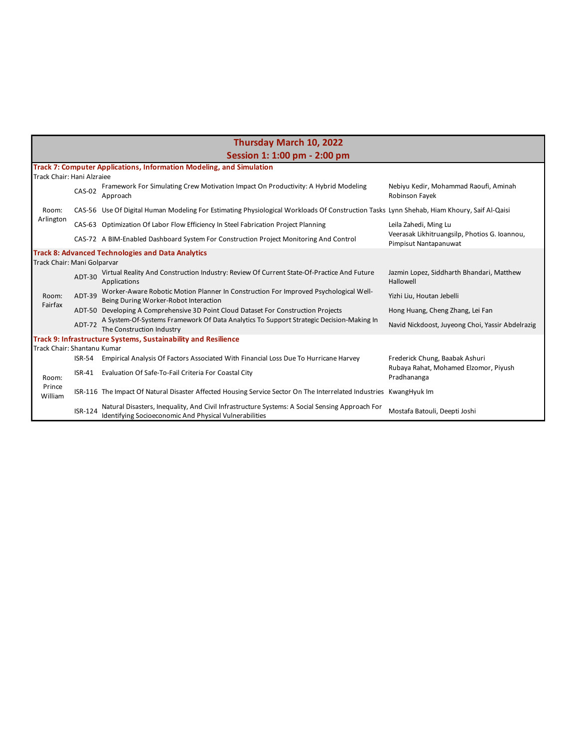## Thursday March 10, 2022

## Session 1: 1:00 pm - 2:00 pm

### Track 7: Computer Applications, Information Modeling, and Simulation

Track Chair: Hani Alzraiee

| Room | ID | Title | Authors |
|---|---|---|---|
| Room: Arlington | CAS-02 | Framework For Simulating Crew Motivation Impact On Productivity: A Hybrid Modeling Approach | Nebiyu Kedir, Mohammad Raoufi, Aminah Robinson Fayek |
| | CAS-56 | Use Of Digital Human Modeling For Estimating Physiological Workloads Of Construction Tasks | Lynn Shehab, Hiam Khoury, Saif Al-Qaisi |
| | CAS-63 | Optimization Of Labor Flow Efficiency In Steel Fabrication Project Planning | Leila Zahedi, Ming Lu |
| | CAS-72 | A BIM-Enabled Dashboard System For Construction Project Monitoring And Control | Veerasak Likhitruangsilp, Photios G. Ioannou, Pimpisut Nantapanuwat |

### Track 8: Advanced Technologies and Data Analytics

Track Chair: Mani Golparvar

| Room | ID | Title | Authors |
|---|---|---|---|
| Room: Fairfax | ADT-30 | Virtual Reality And Construction Industry: Review Of Current State-Of-Practice And Future Applications | Jazmin Lopez, Siddharth Bhandari, Matthew Hallowell |
| | ADT-39 | Worker-Aware Robotic Motion Planner In Construction For Improved Psychological Well-Being During Worker-Robot Interaction | Yizhi Liu, Houtan Jebelli |
| | ADT-50 | Developing A Comprehensive 3D Point Cloud Dataset For Construction Projects | Hong Huang, Cheng Zhang, Lei Fan |
| | ADT-72 | A System-Of-Systems Framework Of Data Analytics To Support Strategic Decision-Making In The Construction Industry | Navid Nickdoost, Juyeong Choi, Yassir Abdelrazig |

### Track 9: Infrastructure Systems, Sustainability and Resilience

Track Chair: Shantanu Kumar

| Room | ID | Title | Authors |
|---|---|---|---|
| Room: Prince William | ISR-54 | Empirical Analysis Of Factors Associated With Financial Loss Due To Hurricane Harvey | Frederick Chung, Baabak Ashuri |
| | ISR-41 | Evaluation Of Safe-To-Fail Criteria For Coastal City | Rubaya Rahat, Mohamed Elzomor, Piyush Pradhananga |
| | ISR-116 | The Impact Of Natural Disaster Affected Housing Service Sector On The Interrelated Industries | KwangHyuk Im |
| | ISR-124 | Natural Disasters, Inequality, And Civil Infrastructure Systems: A Social Sensing Approach For Identifying Socioeconomic And Physical Vulnerabilities | Mostafa Batouli, Deepti Joshi |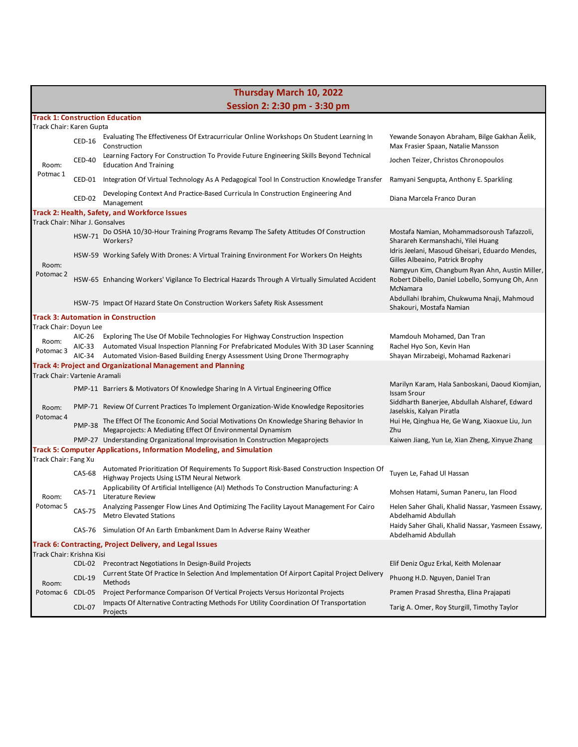# Thursday March 10, 2022

## Session 2: 2:30 pm - 3:30 pm

### Track 1: Construction Education

Track Chair: Karen Gupta

| Room | ID | Title | Authors |
|---|---|---|---|
| Room: Potmac 1 | CED-16 | Evaluating The Effectiveness Of Extracurricular Online Workshops On Student Learning In Construction | Yewande Sonayon Abraham, Bilge Gakhan Ãelik, Max Frasier Spaan, Natalie Mansson |
| | CED-40 | Learning Factory For Construction To Provide Future Engineering Skills Beyond Technical Education And Training | Jochen Teizer, Christos Chronopoulos |
| | CED-01 | Integration Of Virtual Technology As A Pedagogical Tool In Construction Knowledge Transfer | Ramyani Sengupta, Anthony E. Sparkling |
| | CED-02 | Developing Context And Practice-Based Curricula In Construction Engineering And Management | Diana Marcela Franco Duran |

### Track 2: Health, Safety, and Workforce Issues

Track Chair: Nihar J. Gonsalves

| Room | ID | Title | Authors |
|---|---|---|---|
| Room: Potomac 2 | HSW-71 | Do OSHA 10/30-Hour Training Programs Revamp The Safety Attitudes Of Construction Workers? | Mostafa Namian, Mohammadsoroush Tafazzoli, Sharareh Kermanshachi, Yilei Huang |
| | HSW-59 | Working Safely With Drones: A Virtual Training Environment For Workers On Heights | Idris Jeelani, Masoud Gheisari, Eduardo Mendes, Gilles Albeaino, Patrick Brophy |
| | HSW-65 | Enhancing Workers' Vigilance To Electrical Hazards Through A Virtually Simulated Accident | Namgyun Kim, Changbum Ryan Ahn, Austin Miller, Robert Dibello, Daniel Lobello, Somyung Oh, Ann McNamara |
| | HSW-75 | Impact Of Hazard State On Construction Workers Safety Risk Assessment | Abdullahi Ibrahim, Chukwuma Nnaji, Mahmoud Shakouri, Mostafa Namian |

### Track 3: Automation in Construction

Track Chair: Doyun Lee

| Room | ID | Title | Authors |
|---|---|---|---|
| Room: Potomac 3 | AIC-26 | Exploring The Use Of Mobile Technologies For Highway Construction Inspection | Mamdouh Mohamed, Dan Tran |
| | AIC-33 | Automated Visual Inspection Planning For Prefabricated Modules With 3D Laser Scanning | Rachel Hyo Son, Kevin Han |
| | AIC-34 | Automated Vision-Based Building Energy Assessment Using Drone Thermography | Shayan Mirzabeigi, Mohamad Razkenari |

### Track 4: Project and Organizational Management and Planning

Track Chair: Vartenie Aramali

| Room | ID | Title | Authors |
|---|---|---|---|
| Room: Potomac 4 | PMP-11 | Barriers & Motivators Of Knowledge Sharing In A Virtual Engineering Office | Marilyn Karam, Hala Sanboskani, Daoud Kiomjian, Issam Srour |
| | PMP-71 | Review Of Current Practices To Implement Organization-Wide Knowledge Repositories | Siddharth Banerjee, Abdullah Alsharef, Edward Jaselskis, Kalyan Piratla |
| | PMP-38 | The Effect Of The Economic And Social Motivations On Knowledge Sharing Behavior In Megaprojects: A Mediating Effect Of Environmental Dynamism | Hui He, Qinghua He, Ge Wang, Xiaoxue Liu, Jun Zhu |
| | PMP-27 | Understanding Organizational Improvisation In Construction Megaprojects | Kaiwen Jiang, Yun Le, Xian Zheng, Xinyue Zhang |

### Track 5: Computer Applications, Information Modeling, and Simulation

Track Chair: Fang Xu

| Room | ID | Title | Authors |
|---|---|---|---|
| Room: Potomac 5 | CAS-68 | Automated Prioritization Of Requirements To Support Risk-Based Construction Inspection Of Highway Projects Using LSTM Neural Network | Tuyen Le, Fahad Ul Hassan |
| | CAS-71 | Applicability Of Artificial Intelligence (AI) Methods To Construction Manufacturing: A Literature Review | Mohsen Hatami, Suman Paneru, Ian Flood |
| | CAS-75 | Analyzing Passenger Flow Lines And Optimizing The Facility Layout Management For Cairo Metro Elevated Stations | Helen Saher Ghali, Khalid Nassar, Yasmeen Essawy, Abdelhamid Abdullah |
| | CAS-76 | Simulation Of An Earth Embankment Dam In Adverse Rainy Weather | Haidy Saher Ghali, Khalid Nassar, Yasmeen Essawy, Abdelhamid Abdullah |

### Track 6: Contracting, Project Delivery, and Legal Issues

Track Chair: Krishna Kisi

| Room | ID | Title | Authors |
|---|---|---|---|
| Room: Potomac 6 | CDL-02 | Precontract Negotiations In Design-Build Projects | Elif Deniz Oguz Erkal, Keith Molenaar |
| | CDL-19 | Current State Of Practice In Selection And Implementation Of Airport Capital Project Delivery Methods | Phuong H.D. Nguyen, Daniel Tran |
| | CDL-05 | Project Performance Comparison Of Vertical Projects Versus Horizontal Projects | Pramen Prasad Shrestha, Elina Prajapati |
| | CDL-07 | Impacts Of Alternative Contracting Methods For Utility Coordination Of Transportation Projects | Tarig A. Omer, Roy Sturgill, Timothy Taylor |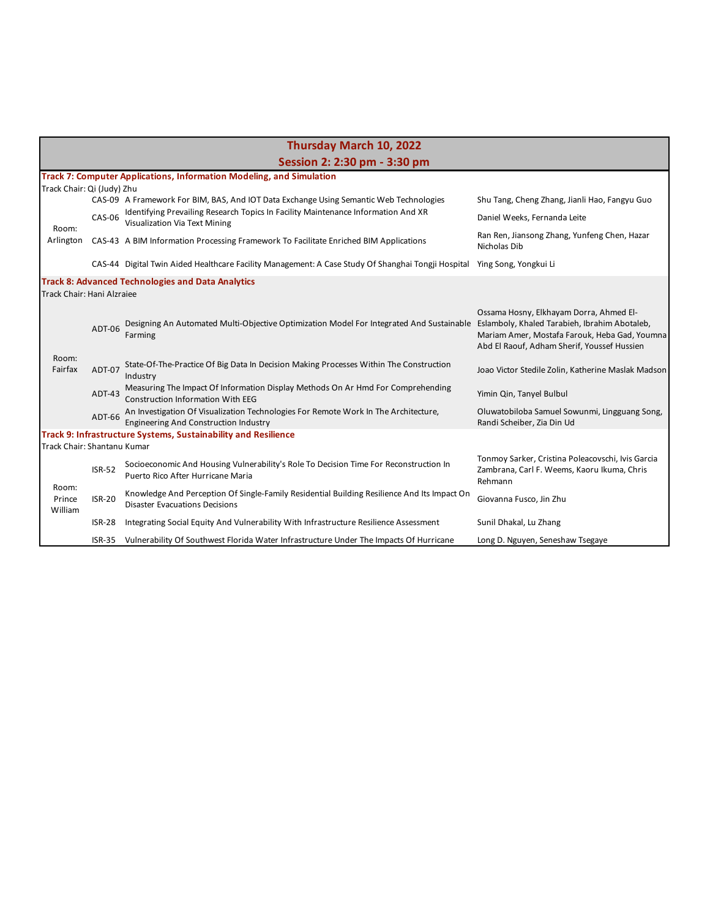## Thursday March 10, 2022

## Session 2: 2:30 pm - 3:30 pm

### Track 7: Computer Applications, Information Modeling, and Simulation

Track Chair: Qi (Judy) Zhu

| Room | ID | Title | Authors |
|---|---|---|---|
| Room: Arlington | CAS-09 | A Framework For BIM, BAS, And IOT Data Exchange Using Semantic Web Technologies | Shu Tang, Cheng Zhang, Jianli Hao, Fangyu Guo |
| | CAS-06 | Identifying Prevailing Research Topics In Facility Maintenance Information And XR Visualization Via Text Mining | Daniel Weeks, Fernanda Leite |
| | CAS-43 | A BIM Information Processing Framework To Facilitate Enriched BIM Applications | Ran Ren, Jiansong Zhang, Yunfeng Chen, Hazar Nicholas Dib |
| | CAS-44 | Digital Twin Aided Healthcare Facility Management: A Case Study Of Shanghai Tongji Hospital | Ying Song, Yongkui Li |

### Track 8: Advanced Technologies and Data Analytics

Track Chair: Hani Alzraiee

| Room | ID | Title | Authors |
|---|---|---|---|
| Room: Fairfax | ADT-06 | Designing An Automated Multi-Objective Optimization Model For Integrated And Sustainable Farming | Ossama Hosny, Elkhayam Dorra, Ahmed El-Eslamboly, Khaled Tarabieh, Ibrahim Abotaleb, Mariam Amer, Mostafa Farouk, Heba Gad, Youmna Abd El Raouf, Adham Sherif, Youssef Hussien |
| | ADT-07 | State-Of-The-Practice Of Big Data In Decision Making Processes Within The Construction Industry | Joao Victor Stedile Zolin, Katherine Maslak Madson |
| | ADT-43 | Measuring The Impact Of Information Display Methods On Ar Hmd For Comprehending Construction Information With EEG | Yimin Qin, Tanyel Bulbul |
| | ADT-66 | An Investigation Of Visualization Technologies For Remote Work In The Architecture, Engineering And Construction Industry | Oluwatobiloba Samuel Sowunmi, Lingguang Song, Randi Scheiber, Zia Din Ud |

### Track 9: Infrastructure Systems, Sustainability and Resilience

Track Chair: Shantanu Kumar

| Room | ID | Title | Authors |
|---|---|---|---|
| Room: Prince William | ISR-52 | Socioeconomic And Housing Vulnerability's Role To Decision Time For Reconstruction In Puerto Rico After Hurricane Maria | Tonmoy Sarker, Cristina Poleacovschi, Ivis Garcia Zambrana, Carl F. Weems, Kaoru Ikuma, Chris Rehmann |
| | ISR-20 | Knowledge And Perception Of Single-Family Residential Building Resilience And Its Impact On Disaster Evacuations Decisions | Giovanna Fusco, Jin Zhu |
| | ISR-28 | Integrating Social Equity And Vulnerability With Infrastructure Resilience Assessment | Sunil Dhakal, Lu Zhang |
| | ISR-35 | Vulnerability Of Southwest Florida Water Infrastructure Under The Impacts Of Hurricane | Long D. Nguyen, Seneshaw Tsegaye |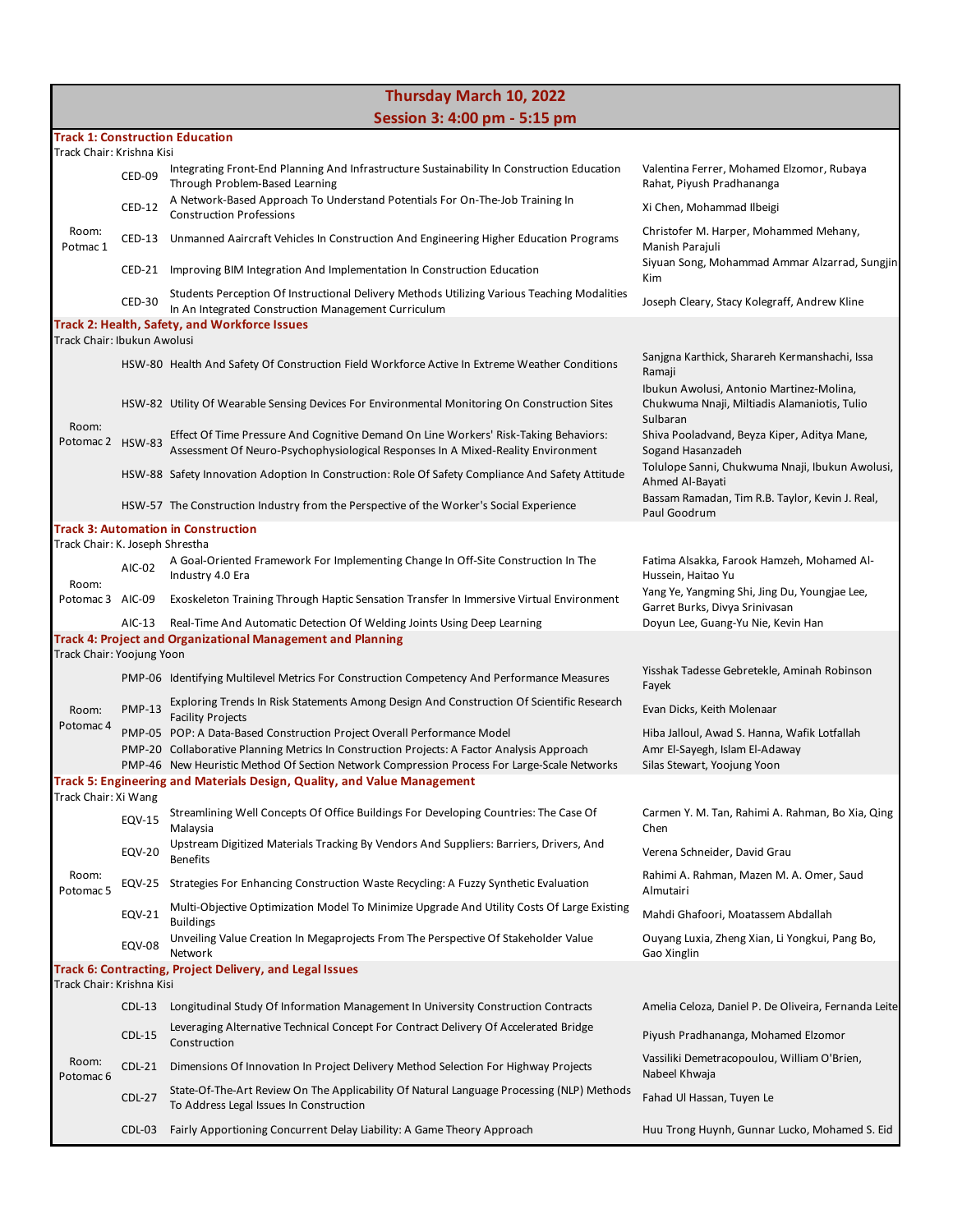## Thursday March 10, 2022

## Session 3: 4:00 pm - 5:15 pm

### Track 1: Construction Education

Track Chair: Krishna Kisi

| Room | ID | Title | Authors |
|---|---|---|---|
| Room: Potmac 1 | CED-09 | Integrating Front-End Planning And Infrastructure Sustainability In Construction Education Through Problem-Based Learning | Valentina Ferrer, Mohamed Elzomor, Rubaya Rahat, Piyush Pradhananga |
| | CED-12 | A Network-Based Approach To Understand Potentials For On-The-Job Training In Construction Professions | Xi Chen, Mohammad Ilbeigi |
| | CED-13 | Unmanned Aircraft Vehicles In Construction And Engineering Higher Education Programs | Christofer M. Harper, Mohammed Mehany, Manish Parajuli |
| | CED-21 | Improving BIM Integration And Implementation In Construction Education | Siyuan Song, Mohammad Ammar Alzarrad, Sungjin Kim |
| | CED-30 | Students Perception Of Instructional Delivery Methods Utilizing Various Teaching Modalities In An Integrated Construction Management Curriculum | Joseph Cleary, Stacy Kolegraff, Andrew Kline |

### Track 2: Health, Safety, and Workforce Issues

Track Chair: Ibukun Awolusi

| Room | ID | Title | Authors |
|---|---|---|---|
| Room: Potomac 2 | HSW-80 | Health And Safety Of Construction Field Workforce Active In Extreme Weather Conditions | Sanjgna Karthick, Sharareh Kermanshachi, Issa Ramaji |
| | HSW-82 | Utility Of Wearable Sensing Devices For Environmental Monitoring On Construction Sites | Ibukun Awolusi, Antonio Martinez-Molina, Chukwuma Nnaji, Miltiadis Alamaniotis, Tulio Sulbaran |
| | HSW-83 | Effect Of Time Pressure And Cognitive Demand On Line Workers' Risk-Taking Behaviors: Assessment Of Neuro-Psychophysiological Responses In A Mixed-Reality Environment | Shiva Pooladvand, Beyza Kiper, Aditya Mane, Sogand Hasanzadeh |
| | HSW-88 | Safety Innovation Adoption In Construction: Role Of Safety Compliance And Safety Attitude | Tolulope Sanni, Chukwuma Nnaji, Ibukun Awolusi, Ahmed Al-Bayati |
| | HSW-57 | The Construction Industry from the Perspective of the Worker's Social Experience | Bassam Ramadan, Tim R.B. Taylor, Kevin J. Real, Paul Goodrum |

### Track 3: Automation in Construction

Track Chair: K. Joseph Shrestha

| Room | ID | Title | Authors |
|---|---|---|---|
| Room: Potomac 3 | AIC-02 | A Goal-Oriented Framework For Implementing Change In Off-Site Construction In The Industry 4.0 Era | Fatima Alsakka, Farook Hamzeh, Mohamed Al-Hussein, Haitao Yu |
| | AIC-09 | Exoskeleton Training Through Haptic Sensation Transfer In Immersive Virtual Environment | Yang Ye, Yangming Shi, Jing Du, Youngjae Lee, Garret Burks, Divya Srinivasan |
| | AIC-13 | Real-Time And Automatic Detection Of Welding Joints Using Deep Learning | Doyun Lee, Guang-Yu Nie, Kevin Han |

### Track 4: Project and Organizational Management and Planning

Track Chair: Yoojung Yoon

| Room | ID | Title | Authors |
|---|---|---|---|
| Room: Potomac 4 | PMP-06 | Identifying Multilevel Metrics For Construction Competency And Performance Measures | Yisshak Tadesse Gebretekle, Aminah Robinson Fayek |
| | PMP-13 | Exploring Trends In Risk Statements Among Design And Construction Of Scientific Research Facility Projects | Evan Dicks, Keith Molenaar |
| | PMP-05 | POP: A Data-Based Construction Project Overall Performance Model | Hiba Jalloul, Awad S. Hanna, Wafik Lotfallah |
| | PMP-20 | Collaborative Planning Metrics In Construction Projects: A Factor Analysis Approach | Amr El-Sayegh, Islam El-Adaway |
| | PMP-46 | New Heuristic Method Of Section Network Compression Process For Large-Scale Networks | Silas Stewart, Yoojung Yoon |

### Track 5: Engineering and Materials Design, Quality, and Value Management

Track Chair: Xi Wang

| Room | ID | Title | Authors |
|---|---|---|---|
| Room: Potomac 5 | EQV-15 | Streamlining Well Concepts Of Office Buildings For Developing Countries: The Case Of Malaysia | Carmen Y. M. Tan, Rahimi A. Rahman, Bo Xia, Qing Chen |
| | EQV-20 | Upstream Digitized Materials Tracking By Vendors And Suppliers: Barriers, Drivers, And Benefits | Verena Schneider, David Grau |
| | EQV-25 | Strategies For Enhancing Construction Waste Recycling: A Fuzzy Synthetic Evaluation | Rahimi A. Rahman, Mazen M. A. Omer, Saud Almutairi |
| | EQV-21 | Multi-Objective Optimization Model To Minimize Upgrade And Utility Costs Of Large Existing Buildings | Mahdi Ghafoori, Moatassem Abdallah |
| | EQV-08 | Unveiling Value Creation In Megaprojects From The Perspective Of Stakeholder Value Network | Ouyang Luxia, Zheng Xian, Li Yongkui, Pang Bo, Gao Xinglin |

### Track 6: Contracting, Project Delivery, and Legal Issues

Track Chair: Krishna Kisi

| Room | ID | Title | Authors |
|---|---|---|---|
| Room: Potomac 6 | CDL-13 | Longitudinal Study Of Information Management In University Construction Contracts | Amelia Celoza, Daniel P. De Oliveira, Fernanda Leite |
| | CDL-15 | Leveraging Alternative Technical Concept For Contract Delivery Of Accelerated Bridge Construction | Piyush Pradhananga, Mohamed Elzomor |
| | CDL-21 | Dimensions Of Innovation In Project Delivery Method Selection For Highway Projects | Vassiliki Demetracopoulou, William O'Brien, Nabeel Khwaja |
| | CDL-27 | State-Of-The-Art Review On The Applicability Of Natural Language Processing (NLP) Methods To Address Legal Issues In Construction | Fahad Ul Hassan, Tuyen Le |
| | CDL-03 | Fairly Apportioning Concurrent Delay Liability: A Game Theory Approach | Huu Trong Huynh, Gunnar Lucko, Mohamed S. Eid |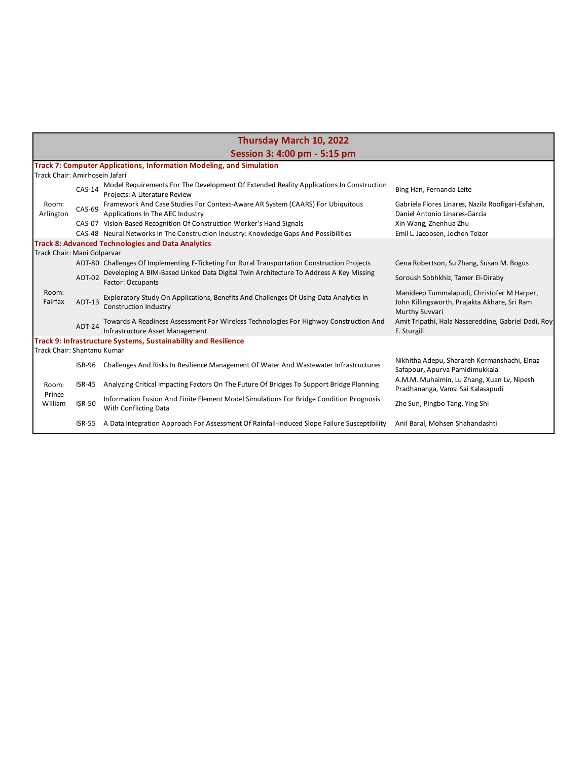## Thursday March 10, 2022

## Session 3: 4:00 pm - 5:15 pm

**Track 7: Computer Applications, Information Modeling, and Simulation**

Track Chair: Amirhosein Jafari

| Room | ID | Title | Authors |
|---|---|---|---|
| Room: Arlington | CAS-14 | Model Requirements For The Development Of Extended Reality Applications In Construction Projects: A Literature Review | Bing Han, Fernanda Leite |
| | CAS-69 | Framework And Case Studies For Context-Aware AR System (CAARS) For Ubiquitous Applications In The AEC Industry | Gabriela Flores Linares, Nazila Roofigari-Esfahan, Daniel Antonio Linares-Garcia |
| | CAS-07 | Vision-Based Recognition Of Construction Worker's Hand Signals | Xin Wang, Zhenhua Zhu |
| | CAS-48 | Neural Networks In The Construction Industry: Knowledge Gaps And Possibilities | Emil L. Jacobsen, Jochen Teizer |

**Track 8: Advanced Technologies and Data Analytics**

Track Chair: Mani Golparvar

| Room | ID | Title | Authors |
|---|---|---|---|
| Room: Fairfax | ADT-80 | Challenges Of Implementing E-Ticketing For Rural Transportation Construction Projects | Gena Robertson, Su Zhang, Susan M. Bogus |
| | ADT-02 | Developing A BIM-Based Linked Data Digital Twin Architecture To Address A Key Missing Factor: Occupants | Soroush Sobhkhiz, Tamer El-Diraby |
| | ADT-13 | Exploratory Study On Applications, Benefits And Challenges Of Using Data Analytics In Construction Industry | Manideep Tummalapudi, Christofer M Harper, John Killingsworth, Prajakta Akhare, Sri Ram Murthy Suvvari |
| | ADT-24 | Towards A Readiness Assessment For Wireless Technologies For Highway Construction And Infrastructure Asset Management | Amit Tripathi, Hala Nassereddine, Gabriel Dadi, Roy E. Sturgill |

**Track 9: Infrastructure Systems, Sustainability and Resilience**

Track Chair: Shantanu Kumar

| Room | ID | Title | Authors |
|---|---|---|---|
| Room: Prince William | ISR-96 | Challenges And Risks In Resilience Management Of Water And Wastewater Infrastructures | Nikhitha Adepu, Sharareh Kermanshachi, Elnaz Safapour, Apurva Pamidimukkala |
| | ISR-45 | Analyzing Critical Impacting Factors On The Future Of Bridges To Support Bridge Planning | A.M.M. Muhaimin, Lu Zhang, Xuan Lv, Nipesh Pradhananga, Vamsi Sai Kalasapudi |
| | ISR-50 | Information Fusion And Finite Element Model Simulations For Bridge Condition Prognosis With Conflicting Data | Zhe Sun, Pingbo Tang, Ying Shi |
| | ISR-55 | A Data Integration Approach For Assessment Of Rainfall-Induced Slope Failure Susceptibility | Anil Baral, Mohsen Shahandashti |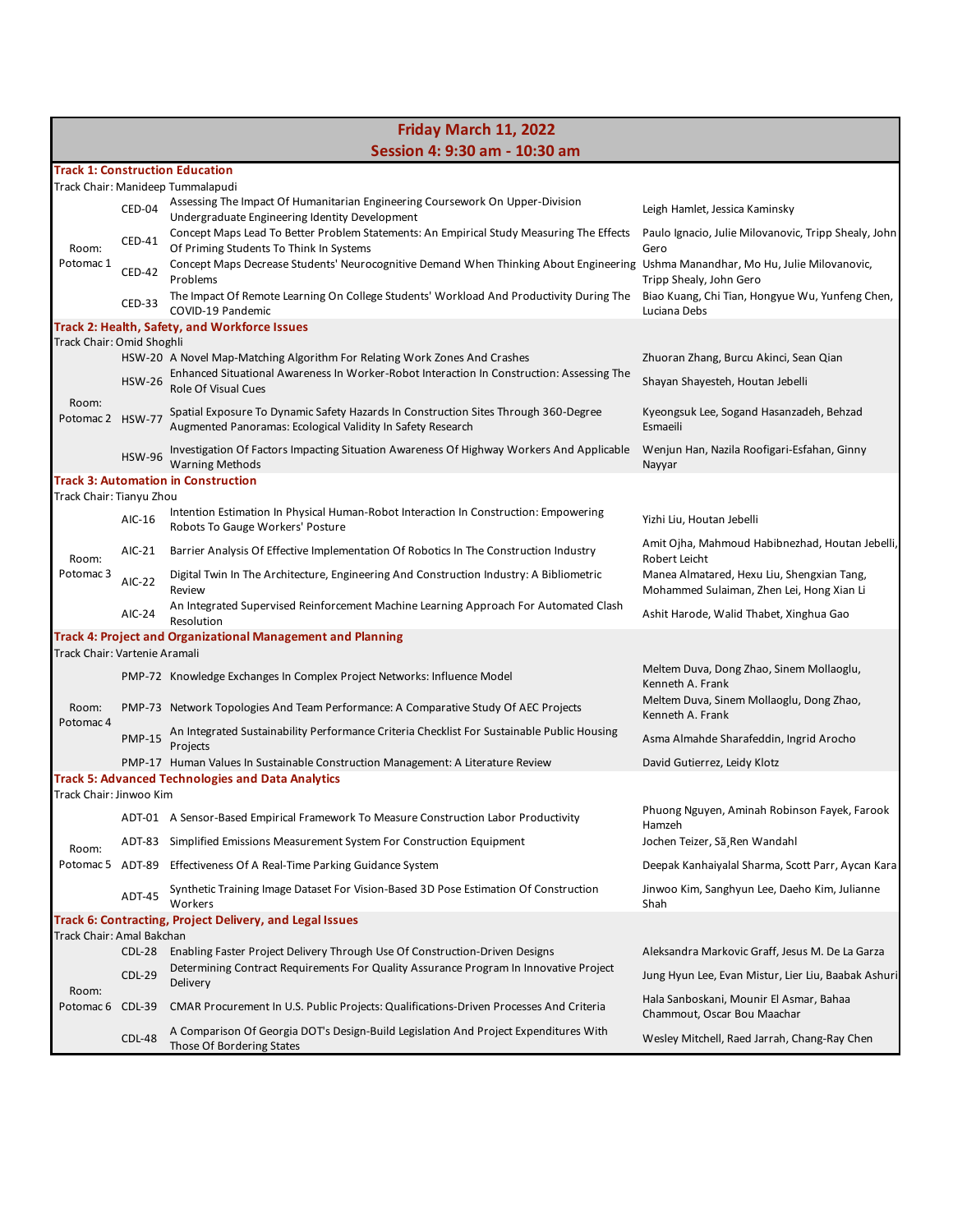## Friday March 11, 2022

## Session 4: 9:30 am - 10:30 am

### Track 1: Construction Education

Track Chair: Manideep Tummalapudi

| Room | ID | Title | Authors |
| --- | --- | --- | --- |
| Room: Potomac 1 | CED-04 | Assessing The Impact Of Humanitarian Engineering Coursework On Upper-Division Undergraduate Engineering Identity Development | Leigh Hamlet, Jessica Kaminsky |
| | CED-41 | Concept Maps Lead To Better Problem Statements: An Empirical Study Measuring The Effects Of Priming Students To Think In Systems | Paulo Ignacio, Julie Milovanovic, Tripp Shealy, John Gero |
| | CED-42 | Concept Maps Decrease Students' Neurocognitive Demand When Thinking About Engineering Problems | Ushma Manandhar, Mo Hu, Julie Milovanovic, Tripp Shealy, John Gero |
| | CED-33 | The Impact Of Remote Learning On College Students' Workload And Productivity During The COVID-19 Pandemic | Biao Kuang, Chi Tian, Hongyue Wu, Yunfeng Chen, Luciana Debs |

### Track 2: Health, Safety, and Workforce Issues

Track Chair: Omid Shoghli

| Room | ID | Title | Authors |
| --- | --- | --- | --- |
| Room: Potomac 2 | HSW-20 | A Novel Map-Matching Algorithm For Relating Work Zones And Crashes | Zhuoran Zhang, Burcu Akinci, Sean Qian |
| | HSW-26 | Enhanced Situational Awareness In Worker-Robot Interaction In Construction: Assessing The Role Of Visual Cues | Shayan Shayesteh, Houtan Jebelli |
| | HSW-77 | Spatial Exposure To Dynamic Safety Hazards In Construction Sites Through 360-Degree Augmented Panoramas: Ecological Validity In Safety Research | Kyeongsuk Lee, Sogand Hasanzadeh, Behzad Esmaeili |
| | HSW-96 | Investigation Of Factors Impacting Situation Awareness Of Highway Workers And Applicable Warning Methods | Wenjun Han, Nazila Roofigari-Esfahan, Ginny Nayyar |

### Track 3: Automation in Construction

Track Chair: Tianyu Zhou

| Room | ID | Title | Authors |
| --- | --- | --- | --- |
| Room: Potomac 3 | AIC-16 | Intention Estimation In Physical Human-Robot Interaction In Construction: Empowering Robots To Gauge Workers' Posture | Yizhi Liu, Houtan Jebelli |
| | AIC-21 | Barrier Analysis Of Effective Implementation Of Robotics In The Construction Industry | Amit Ojha, Mahmoud Habibnezhad, Houtan Jebelli, Robert Leicht |
| | AIC-22 | Digital Twin In The Architecture, Engineering And Construction Industry: A Bibliometric Review | Manea Almatared, Hexu Liu, Shengxian Tang, Mohammed Sulaiman, Zhen Lei, Hong Xian Li |
| | AIC-24 | An Integrated Supervised Reinforcement Machine Learning Approach For Automated Clash Resolution | Ashit Harode, Walid Thabet, Xinghua Gao |

### Track 4: Project and Organizational Management and Planning

Track Chair: Vartenie Aramali

| Room | ID | Title | Authors |
| --- | --- | --- | --- |
| Room: Potomac 4 | PMP-72 | Knowledge Exchanges In Complex Project Networks: Influence Model | Meltem Duva, Dong Zhao, Sinem Mollaoglu, Kenneth A. Frank |
| | PMP-73 | Network Topologies And Team Performance: A Comparative Study Of AEC Projects | Meltem Duva, Sinem Mollaoglu, Dong Zhao, Kenneth A. Frank |
| | PMP-15 | An Integrated Sustainability Performance Criteria Checklist For Sustainable Public Housing Projects | Asma Almahde Sharafeddin, Ingrid Arocho |
| | PMP-17 | Human Values In Sustainable Construction Management: A Literature Review | David Gutierrez, Leidy Klotz |

### Track 5: Advanced Technologies and Data Analytics

Track Chair: Jinwoo Kim

| Room | ID | Title | Authors |
| --- | --- | --- | --- |
| Room: Potomac 5 | ADT-01 | A Sensor-Based Empirical Framework To Measure Construction Labor Productivity | Phuong Nguyen, Aminah Robinson Fayek, Farook Hamzeh |
| | ADT-83 | Simplified Emissions Measurement System For Construction Equipment | Jochen Teizer, Sã¸Ren Wandahl |
| | ADT-89 | Effectiveness Of A Real-Time Parking Guidance System | Deepak Kanhaiyalal Sharma, Scott Parr, Aycan Kara |
| | ADT-45 | Synthetic Training Image Dataset For Vision-Based 3D Pose Estimation Of Construction Workers | Jinwoo Kim, Sanghyun Lee, Daeho Kim, Julianne Shah |

### Track 6: Contracting, Project Delivery, and Legal Issues

Track Chair: Amal Bakchan

| Room | ID | Title | Authors |
| --- | --- | --- | --- |
| Room: Potomac 6 | CDL-28 | Enabling Faster Project Delivery Through Use Of Construction-Driven Designs | Aleksandra Markovic Graff, Jesus M. De La Garza |
| | CDL-29 | Determining Contract Requirements For Quality Assurance Program In Innovative Project Delivery | Jung Hyun Lee, Evan Mistur, Lier Liu, Baabak Ashuri |
| | CDL-39 | CMAR Procurement In U.S. Public Projects: Qualifications-Driven Processes And Criteria | Hala Sanboskani, Mounir El Asmar, Bahaa Chammout, Oscar Bou Maachar |
| | CDL-48 | A Comparison Of Georgia DOT's Design-Build Legislation And Project Expenditures With Those Of Bordering States | Wesley Mitchell, Raed Jarrah, Chang-Ray Chen |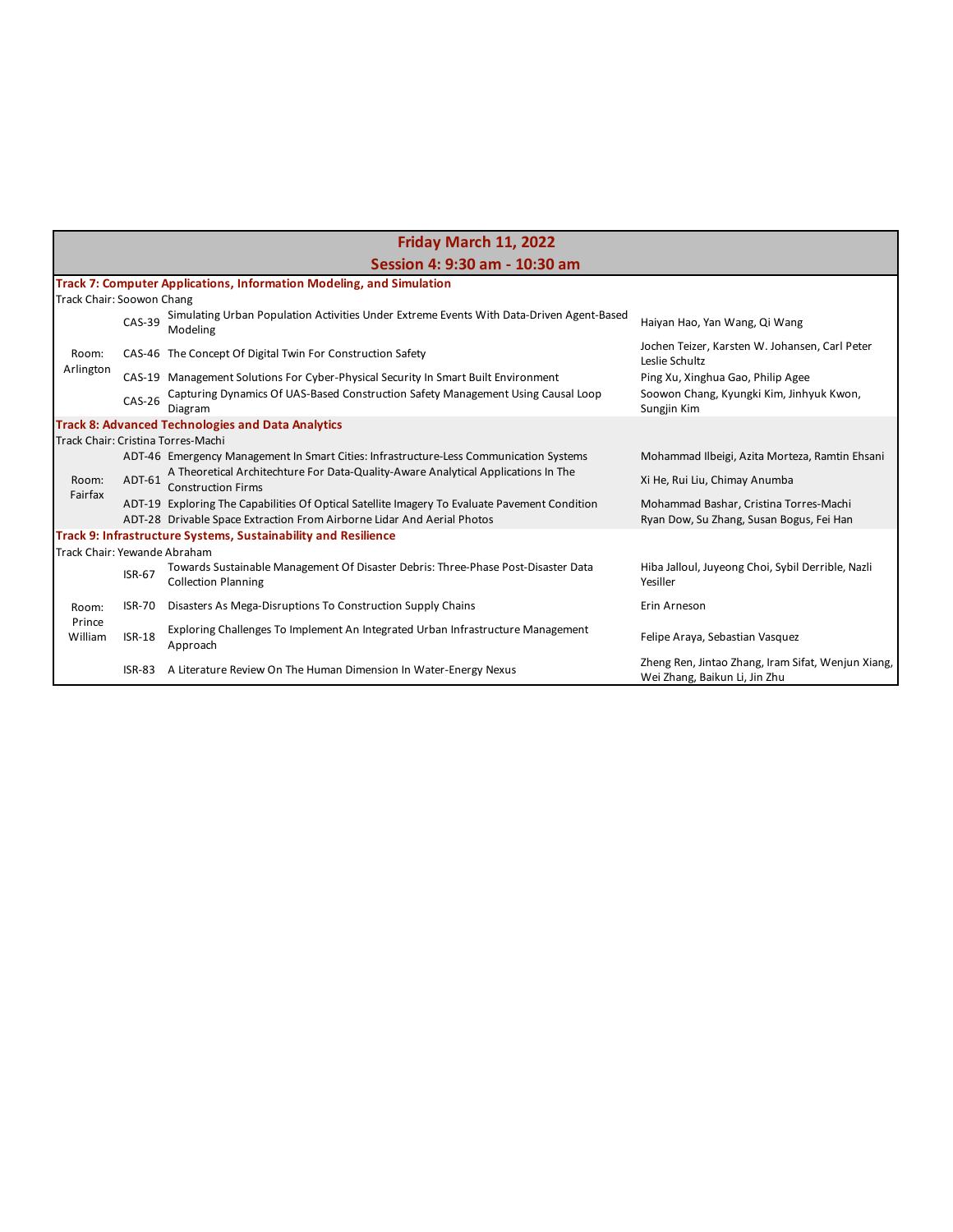## Friday March 11, 2022

## Session 4: 9:30 am - 10:30 am

| Room | ID | Title | Authors |
|---|---|---|---|
| **Track 7: Computer Applications, Information Modeling, and Simulation** | | | |
| Track Chair: Soowon Chang | | | |
| Room: Arlington | CAS-39 | Simulating Urban Population Activities Under Extreme Events With Data-Driven Agent-Based Modeling | Haiyan Hao, Yan Wang, Qi Wang |
| | CAS-46 | The Concept Of Digital Twin For Construction Safety | Jochen Teizer, Karsten W. Johansen, Carl Peter Leslie Schultz |
| | CAS-19 | Management Solutions For Cyber-Physical Security In Smart Built Environment | Ping Xu, Xinghua Gao, Philip Agee |
| | CAS-26 | Capturing Dynamics Of UAS-Based Construction Safety Management Using Causal Loop Diagram | Soowon Chang, Kyungki Kim, Jinhyuk Kwon, Sungjin Kim |
| **Track 8: Advanced Technologies and Data Analytics** | | | |
| Track Chair: Cristina Torres-Machi | | | |
| Room: Fairfax | ADT-46 | Emergency Management In Smart Cities: Infrastructure-Less Communication Systems | Mohammad Ilbeigi, Azita Morteza, Ramtin Ehsani |
| | ADT-61 | A Theoretical Architechture For Data-Quality-Aware Analytical Applications In The Construction Firms | Xi He, Rui Liu, Chimay Anumba |
| | ADT-19 | Exploring The Capabilities Of Optical Satellite Imagery To Evaluate Pavement Condition | Mohammad Bashar, Cristina Torres-Machi |
| | ADT-28 | Drivable Space Extraction From Airborne Lidar And Aerial Photos | Ryan Dow, Su Zhang, Susan Bogus, Fei Han |
| **Track 9: Infrastructure Systems, Sustainability and Resilience** | | | |
| Track Chair: Yewande Abraham | | | |
| Room: Prince William | ISR-67 | Towards Sustainable Management Of Disaster Debris: Three-Phase Post-Disaster Data Collection Planning | Hiba Jalloul, Juyeong Choi, Sybil Derrible, Nazli Yesiller |
| | ISR-70 | Disasters As Mega-Disruptions To Construction Supply Chains | Erin Arneson |
| | ISR-18 | Exploring Challenges To Implement An Integrated Urban Infrastructure Management Approach | Felipe Araya, Sebastian Vasquez |
| | ISR-83 | A Literature Review On The Human Dimension In Water-Energy Nexus | Zheng Ren, Jintao Zhang, Iram Sifat, Wenjun Xiang, Wei Zhang, Baikun Li, Jin Zhu |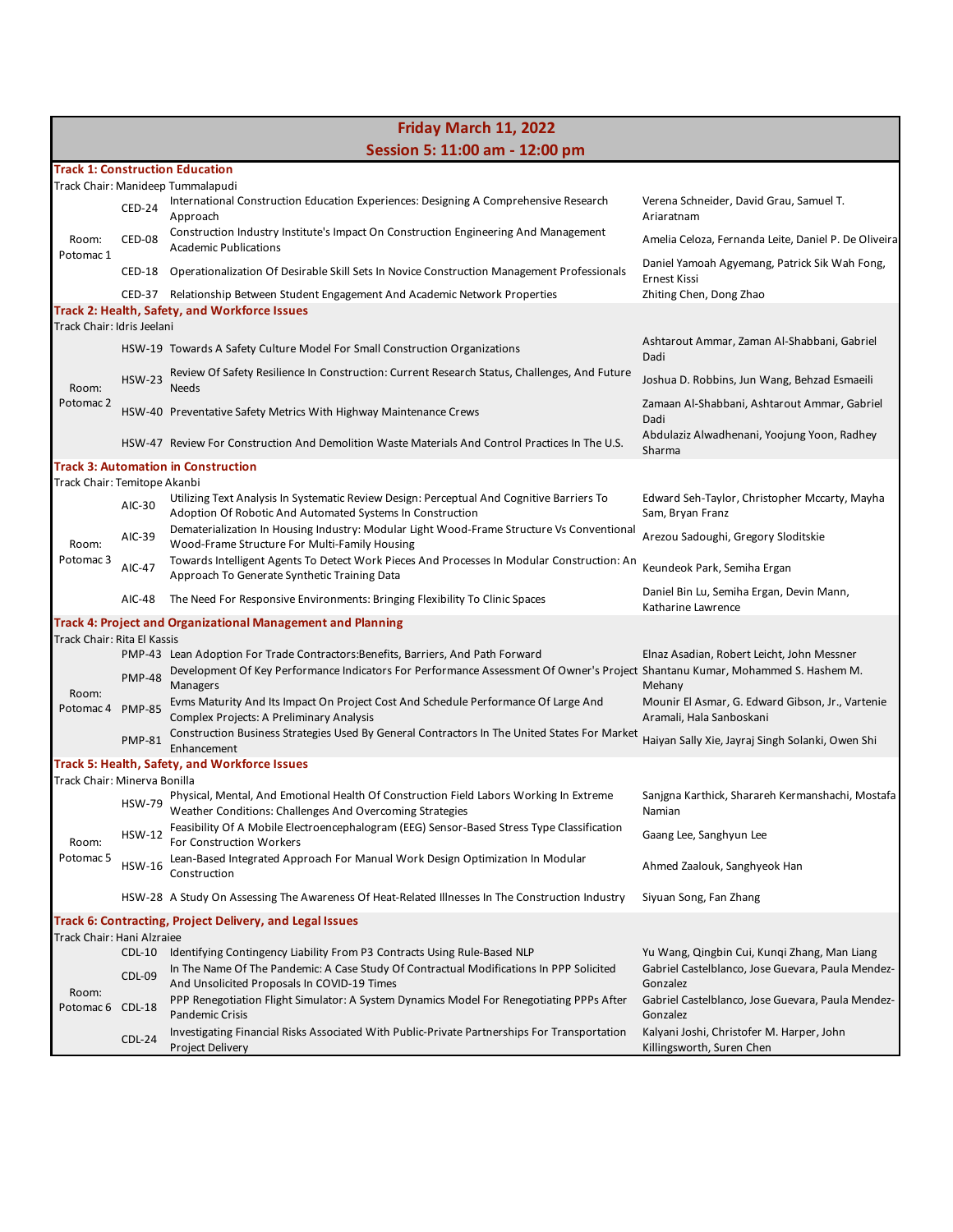## Friday March 11, 2022

### Session 5: 11:00 am - 12:00 pm

**Track 1: Construction Education**

Track Chair: Manideep Tummalapudi

| Room | ID | Title | Authors |
|---|---|---|---|
| Room: Potomac 1 | CED-24 | International Construction Education Experiences: Designing A Comprehensive Research Approach | Verena Schneider, David Grau, Samuel T. Ariaratnam |
| | CED-08 | Construction Industry Institute's Impact On Construction Engineering And Management Academic Publications | Amelia Celoza, Fernanda Leite, Daniel P. De Oliveira |
| | CED-18 | Operationalization Of Desirable Skill Sets In Novice Construction Management Professionals | Daniel Yamoah Agyemang, Patrick Sik Wah Fong, Ernest Kissi |
| | CED-37 | Relationship Between Student Engagement And Academic Network Properties | Zhiting Chen, Dong Zhao |

**Track 2: Health, Safety, and Workforce Issues**

Track Chair: Idris Jeelani

| Room | ID | Title | Authors |
|---|---|---|---|
| Room: Potomac 2 | HSW-19 | Towards A Safety Culture Model For Small Construction Organizations | Ashtarout Ammar, Zaman Al-Shabbani, Gabriel Dadi |
| | HSW-23 | Review Of Safety Resilience In Construction: Current Research Status, Challenges, And Future Needs | Joshua D. Robbins, Jun Wang, Behzad Esmaeili |
| | HSW-40 | Preventative Safety Metrics With Highway Maintenance Crews | Zamaan Al-Shabbani, Ashtarout Ammar, Gabriel Dadi |
| | HSW-47 | Review For Construction And Demolition Waste Materials And Control Practices In The U.S. | Abdulaziz Alwadhenani, Yoojung Yoon, Radhey Sharma |

**Track 3: Automation in Construction**

Track Chair: Temitope Akanbi

| Room | ID | Title | Authors |
|---|---|---|---|
| Room: Potomac 3 | AIC-30 | Utilizing Text Analysis In Systematic Review Design: Perceptual And Cognitive Barriers To Adoption Of Robotic And Automated Systems In Construction | Edward Seh-Taylor, Christopher Mccarty, Mayha Sam, Bryan Franz |
| | AIC-39 | Dematerialization In Housing Industry: Modular Light Wood-Frame Structure Vs Conventional Wood-Frame Structure For Multi-Family Housing | Arezou Sadoughi, Gregory Sloditskie |
| | AIC-47 | Towards Intelligent Agents To Detect Work Pieces And Processes In Modular Construction: An Approach To Generate Synthetic Training Data | Keundeok Park, Semiha Ergan |
| | AIC-48 | The Need For Responsive Environments: Bringing Flexibility To Clinic Spaces | Daniel Bin Lu, Semiha Ergan, Devin Mann, Katharine Lawrence |

**Track 4: Project and Organizational Management and Planning**

Track Chair: Rita El Kassis

| Room | ID | Title | Authors |
|---|---|---|---|
| Room: Potomac 4 | PMP-43 | Lean Adoption For Trade Contractors:Benefits, Barriers, And Path Forward | Elnaz Asadian, Robert Leicht, John Messner |
| | PMP-48 | Development Of Key Performance Indicators For Performance Assessment Of Owner's Project Managers | Shantanu Kumar, Mohammed S. Hashem M. Mehany |
| | PMP-85 | Evms Maturity And Its Impact On Project Cost And Schedule Performance Of Large And Complex Projects: A Preliminary Analysis | Mounir El Asmar, G. Edward Gibson, Jr., Vartenie Aramali, Hala Sanboskani |
| | PMP-81 | Construction Business Strategies Used By General Contractors In The United States For Market Enhancement | Haiyan Sally Xie, Jayraj Singh Solanki, Owen Shi |

**Track 5: Health, Safety, and Workforce Issues**

Track Chair: Minerva Bonilla

| Room | ID | Title | Authors |
|---|---|---|---|
| Room: Potomac 5 | HSW-79 | Physical, Mental, And Emotional Health Of Construction Field Labors Working In Extreme Weather Conditions: Challenges And Overcoming Strategies | Sanjgna Karthick, Sharareh Kermanshachi, Mostafa Namian |
| | HSW-12 | Feasibility Of A Mobile Electroencephalogram (EEG) Sensor-Based Stress Type Classification For Construction Workers | Gaang Lee, Sanghyun Lee |
| | HSW-16 | Lean-Based Integrated Approach For Manual Work Design Optimization In Modular Construction | Ahmed Zaalouk, Sanghyeok Han |
| | HSW-28 | A Study On Assessing The Awareness Of Heat-Related Illnesses In The Construction Industry | Siyuan Song, Fan Zhang |

**Track 6: Contracting, Project Delivery, and Legal Issues**

Track Chair: Hani Alzraiee

| Room | ID | Title | Authors |
|---|---|---|---|
| Room: Potomac 6 | CDL-10 | Identifying Contingency Liability From P3 Contracts Using Rule-Based NLP | Yu Wang, Qingbin Cui, Kunqi Zhang, Man Liang |
| | CDL-09 | In The Name Of The Pandemic: A Case Study Of Contractual Modifications In PPP Solicited And Unsolicited Proposals In COVID-19 Times | Gabriel Castelblanco, Jose Guevara, Paula Mendez-Gonzalez |
| | CDL-18 | PPP Renegotiation Flight Simulator: A System Dynamics Model For Renegotiating PPPs After Pandemic Crisis | Gabriel Castelblanco, Jose Guevara, Paula Mendez-Gonzalez |
| | CDL-24 | Investigating Financial Risks Associated With Public-Private Partnerships For Transportation Project Delivery | Kalyani Joshi, Christofer M. Harper, John Killingsworth, Suren Chen |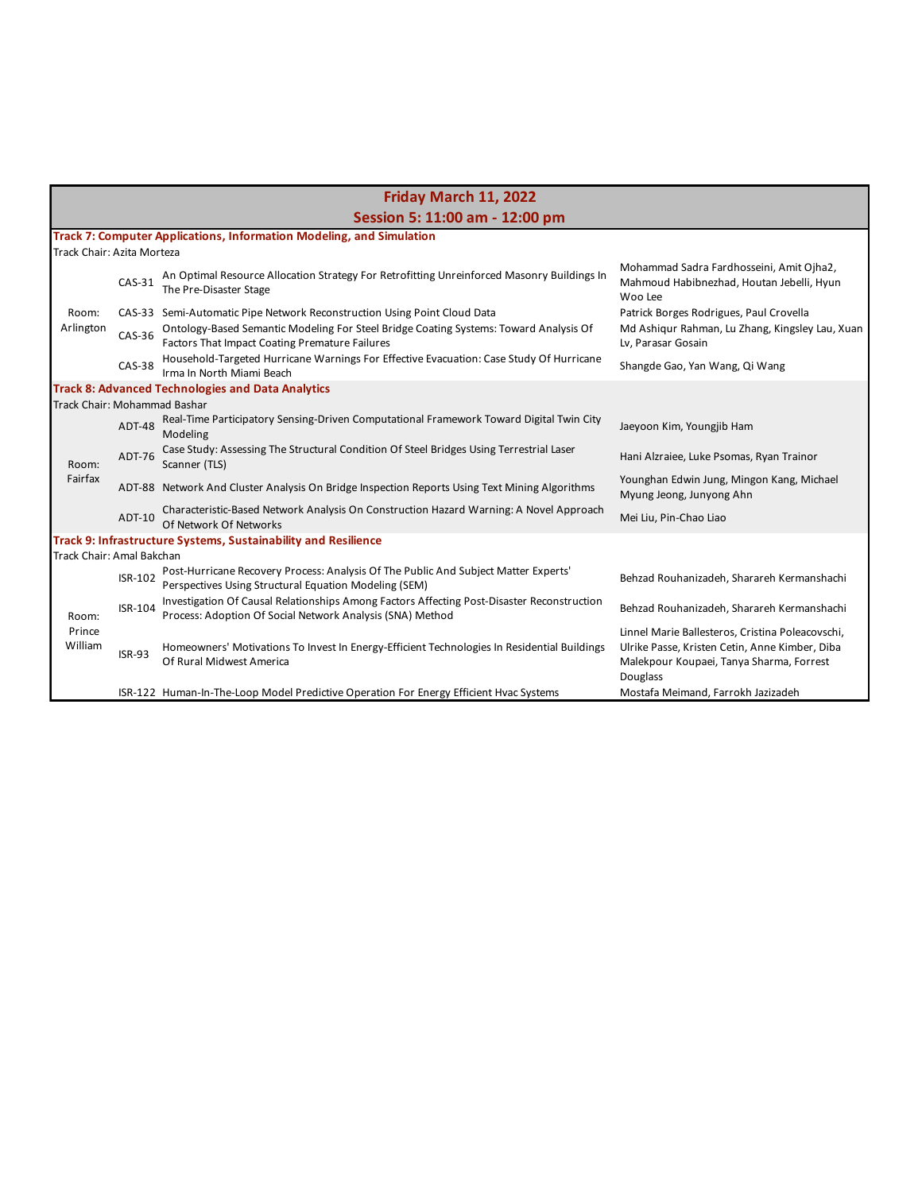## Friday March 11, 2022

## Session 5: 11:00 am - 12:00 pm

### Track 7: Computer Applications, Information Modeling, and Simulation

Track Chair: Azita Morteza

| Room | ID | Title | Authors |
|---|---|---|---|
| Room: Arlington | CAS-31 | An Optimal Resource Allocation Strategy For Retrofitting Unreinforced Masonry Buildings In The Pre-Disaster Stage | Mohammad Sadra Fardhosseini, Amit Ojha2, Mahmoud Habibnezhad, Houtan Jebelli, Hyun Woo Lee |
| | CAS-33 | Semi-Automatic Pipe Network Reconstruction Using Point Cloud Data | Patrick Borges Rodrigues, Paul Crovella |
| | CAS-36 | Ontology-Based Semantic Modeling For Steel Bridge Coating Systems: Toward Analysis Of Factors That Impact Coating Premature Failures | Md Ashiqur Rahman, Lu Zhang, Kingsley Lau, Xuan Lv, Parasar Gosain |
| | CAS-38 | Household-Targeted Hurricane Warnings For Effective Evacuation: Case Study Of Hurricane Irma In North Miami Beach | Shangde Gao, Yan Wang, Qi Wang |

### Track 8: Advanced Technologies and Data Analytics

Track Chair: Mohammad Bashar

| Room | ID | Title | Authors |
|---|---|---|---|
| Room: Fairfax | ADT-48 | Real-Time Participatory Sensing-Driven Computational Framework Toward Digital Twin City Modeling | Jaeyoon Kim, Youngjib Ham |
| | ADT-76 | Case Study: Assessing The Structural Condition Of Steel Bridges Using Terrestrial Laser Scanner (TLS) | Hani Alzraiee, Luke Psomas, Ryan Trainor |
| | ADT-88 | Network And Cluster Analysis On Bridge Inspection Reports Using Text Mining Algorithms | Younghan Edwin Jung, Mingon Kang, Michael Myung Jeong, Junyong Ahn |
| | ADT-10 | Characteristic-Based Network Analysis On Construction Hazard Warning: A Novel Approach Of Network Of Networks | Mei Liu, Pin-Chao Liao |

### Track 9: Infrastructure Systems, Sustainability and Resilience

Track Chair: Amal Bakchan

| Room | ID | Title | Authors |
|---|---|---|---|
| Room: Prince William | ISR-102 | Post-Hurricane Recovery Process: Analysis Of The Public And Subject Matter Experts' Perspectives Using Structural Equation Modeling (SEM) | Behzad Rouhanizadeh, Sharareh Kermanshachi |
| | ISR-104 | Investigation Of Causal Relationships Among Factors Affecting Post-Disaster Reconstruction Process: Adoption Of Social Network Analysis (SNA) Method | Behzad Rouhanizadeh, Sharareh Kermanshachi |
| | ISR-93 | Homeowners' Motivations To Invest In Energy-Efficient Technologies In Residential Buildings Of Rural Midwest America | Linnel Marie Ballesteros, Cristina Poleacovschi, Ulrike Passe, Kristen Cetin, Anne Kimber, Diba Malekpour Koupaei, Tanya Sharma, Forrest Douglass |
| | ISR-122 | Human-In-The-Loop Model Predictive Operation For Energy Efficient Hvac Systems | Mostafa Meimand, Farrokh Jazizadeh |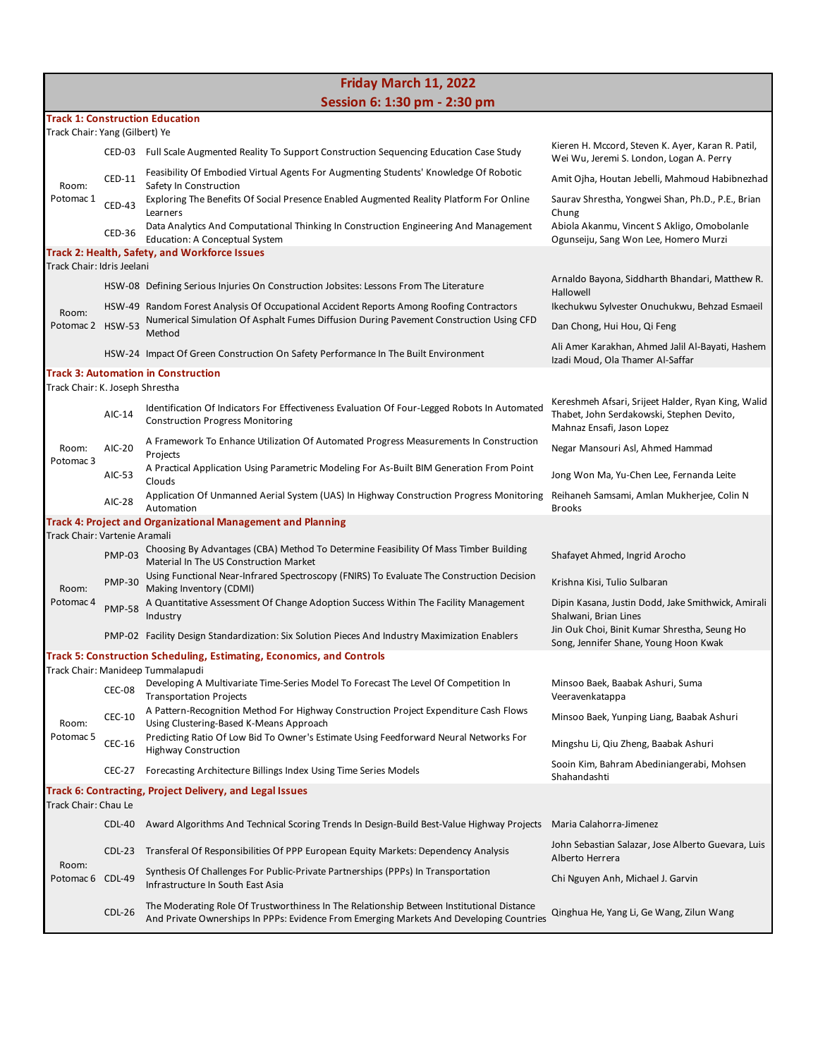## Friday March 11, 2022
## Session 6: 1:30 pm - 2:30 pm

### Track 1: Construction Education
Track Chair: Yang (Gilbert) Ye

| Room | ID | Title | Authors |
|---|---|---|---|
| Room: Potomac 1 | CED-03 | Full Scale Augmented Reality To Support Construction Sequencing Education Case Study | Kieren H. Mccord, Steven K. Ayer, Karan R. Patil, Wei Wu, Jeremi S. London, Logan A. Perry |
| | CED-11 | Feasibility Of Embodied Virtual Agents For Augmenting Students' Knowledge Of Robotic Safety In Construction | Amit Ojha, Houtan Jebelli, Mahmoud Habibnezhad |
| | CED-43 | Exploring The Benefits Of Social Presence Enabled Augmented Reality Platform For Online Learners | Saurav Shrestha, Yongwei Shan, Ph.D., P.E., Brian Chung |
| | CED-36 | Data Analytics And Computational Thinking In Construction Engineering And Management Education: A Conceptual System | Abiola Akanmu, Vincent S Akligo, Omobolanle Ogunseiju, Sang Won Lee, Homero Murzi |

### Track 2: Health, Safety, and Workforce Issues
Track Chair: Idris Jeelani

| Room | ID | Title | Authors |
|---|---|---|---|
| Room: Potomac 2 | HSW-08 | Defining Serious Injuries On Construction Jobsites: Lessons From The Literature | Arnaldo Bayona, Siddharth Bhandari, Matthew R. Hallowell |
| | HSW-49 | Random Forest Analysis Of Occupational Accident Reports Among Roofing Contractors | Ikechukwu Sylvester Onuchukwu, Behzad Esmaeil |
| | HSW-53 | Numerical Simulation Of Asphalt Fumes Diffusion During Pavement Construction Using CFD Method | Dan Chong, Hui Hou, Qi Feng |
| | HSW-24 | Impact Of Green Construction On Safety Performance In The Built Environment | Ali Amer Karakhan, Ahmed Jalil Al-Bayati, Hashem Izadi Moud, Ola Thamer Al-Saffar |

### Track 3: Automation in Construction
Track Chair: K. Joseph Shrestha

| Room | ID | Title | Authors |
|---|---|---|---|
| Room: Potomac 3 | AIC-14 | Identification Of Indicators For Effectiveness Evaluation Of Four-Legged Robots In Automated Construction Progress Monitoring | Kereshmeh Afsari, Srijeet Halder, Ryan King, Walid Thabet, John Serdakowski, Stephen Devito, Mahnaz Ensafi, Jason Lopez |
| | AIC-20 | A Framework To Enhance Utilization Of Automated Progress Measurements In Construction Projects | Negar Mansouri Asl, Ahmed Hammad |
| | AIC-53 | A Practical Application Using Parametric Modeling For As-Built BIM Generation From Point Clouds | Jong Won Ma, Yu-Chen Lee, Fernanda Leite |
| | AIC-28 | Application Of Unmanned Aerial System (UAS) In Highway Construction Progress Monitoring Automation | Reihaneh Samsami, Amlan Mukherjee, Colin N Brooks |

### Track 4: Project and Organizational Management and Planning
Track Chair: Vartenie Aramali

| Room | ID | Title | Authors |
|---|---|---|---|
| Room: Potomac 4 | PMP-03 | Choosing By Advantages (CBA) Method To Determine Feasibility Of Mass Timber Building Material In The US Construction Market | Shafayet Ahmed, Ingrid Arocho |
| | PMP-30 | Using Functional Near-Infrared Spectroscopy (FNIRS) To Evaluate The Construction Decision Making Inventory (CDMI) | Krishna Kisi, Tulio Sulbaran |
| | PMP-58 | A Quantitative Assessment Of Change Adoption Success Within The Facility Management Industry | Dipin Kasana, Justin Dodd, Jake Smithwick, Amirali Shalwani, Brian Lines |
| | PMP-02 | Facility Design Standardization: Six Solution Pieces And Industry Maximization Enablers | Jin Ouk Choi, Binit Kumar Shrestha, Seung Ho Song, Jennifer Shane, Young Hoon Kwak |

### Track 5: Construction Scheduling, Estimating, Economics, and Controls
Track Chair: Manideep Tummalapudi

| Room | ID | Title | Authors |
|---|---|---|---|
| Room: Potomac 5 | CEC-08 | Developing A Multivariate Time-Series Model To Forecast The Level Of Competition In Transportation Projects | Minsoo Baek, Baabak Ashuri, Suma Veeravenkatappa |
| | CEC-10 | A Pattern-Recognition Method For Highway Construction Project Expenditure Cash Flows Using Clustering-Based K-Means Approach | Minsoo Baek, Yunping Liang, Baabak Ashuri |
| | CEC-16 | Predicting Ratio Of Low Bid To Owner's Estimate Using Feedforward Neural Networks For Highway Construction | Mingshu Li, Qiu Zheng, Baabak Ashuri |
| | CEC-27 | Forecasting Architecture Billings Index Using Time Series Models | Sooin Kim, Bahram Abediniangerabi, Mohsen Shahandashti |

### Track 6: Contracting, Project Delivery, and Legal Issues
Track Chair: Chau Le

| Room | ID | Title | Authors |
|---|---|---|---|
| Room: Potomac 6 | CDL-40 | Award Algorithms And Technical Scoring Trends In Design-Build Best-Value Highway Projects | Maria Calahorra-Jimenez |
| | CDL-23 | Transferal Of Responsibilities Of PPP European Equity Markets: Dependency Analysis | John Sebastian Salazar, Jose Alberto Guevara, Luis Alberto Herrera |
| | CDL-49 | Synthesis Of Challenges For Public-Private Partnerships (PPPs) In Transportation Infrastructure In South East Asia | Chi Nguyen Anh, Michael J. Garvin |
| | CDL-26 | The Moderating Role Of Trustworthiness In The Relationship Between Institutional Distance And Private Ownerships In PPPs: Evidence From Emerging Markets And Developing Countries | Qinghua He, Yang Li, Ge Wang, Zilun Wang |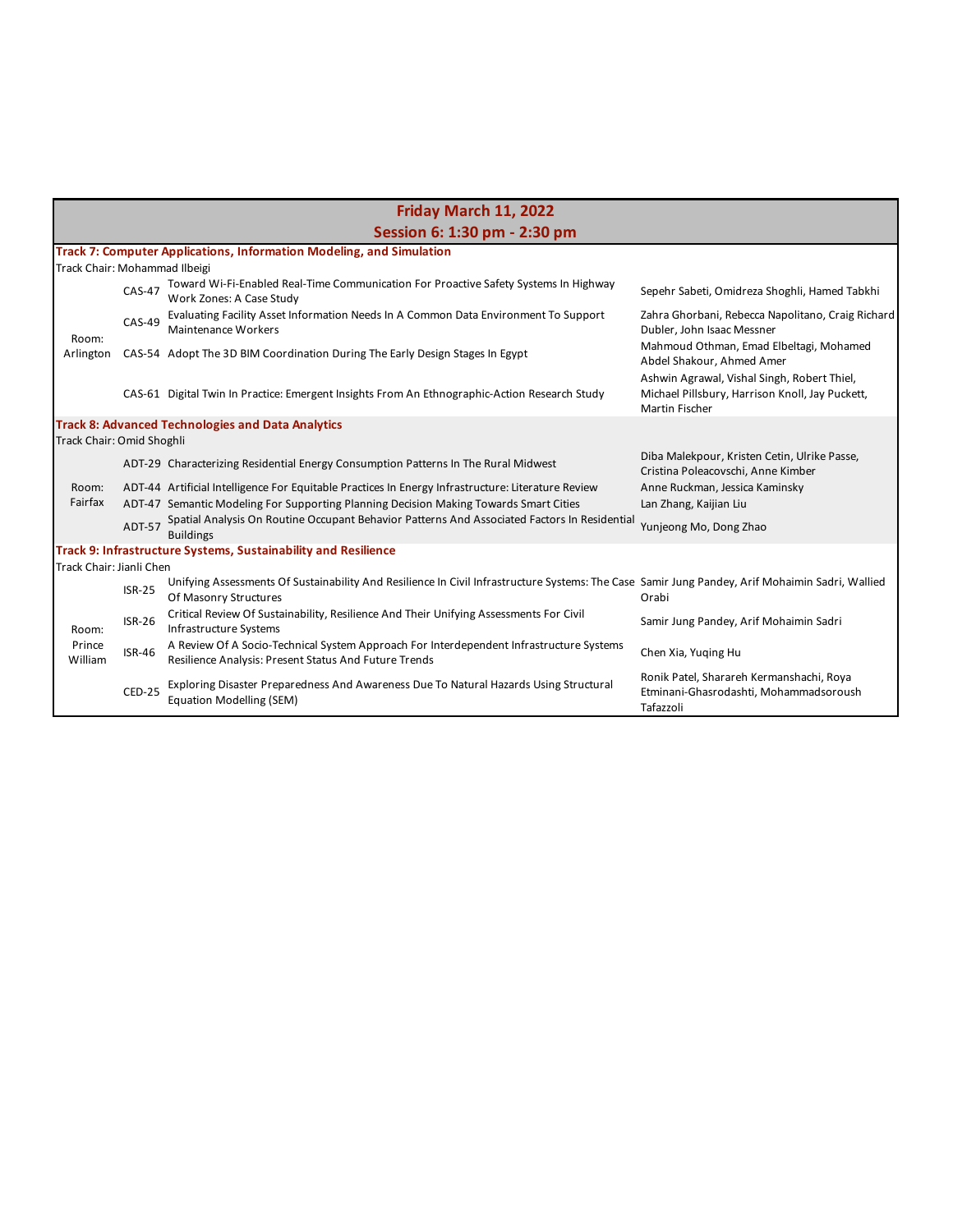## Friday March 11, 2022

## Session 6: 1:30 pm - 2:30 pm

| Room | ID | Title | Authors |
|---|---|---|---|
| **Track 7: Computer Applications, Information Modeling, and Simulation** | | | |
| Track Chair: Mohammad Ilbeigi | | | |
| Room: Arlington | CAS-47 | Toward Wi-Fi-Enabled Real-Time Communication For Proactive Safety Systems In Highway Work Zones: A Case Study | Sepehr Sabeti, Omidreza Shoghli, Hamed Tabkhi |
| | CAS-49 | Evaluating Facility Asset Information Needs In A Common Data Environment To Support Maintenance Workers | Zahra Ghorbani, Rebecca Napolitano, Craig Richard Dubler, John Isaac Messner |
| | CAS-54 | Adopt The 3D BIM Coordination During The Early Design Stages In Egypt | Mahmoud Othman, Emad Elbeltagi, Mohamed Abdel Shakour, Ahmed Amer |
| | CAS-61 | Digital Twin In Practice: Emergent Insights From An Ethnographic-Action Research Study | Ashwin Agrawal, Vishal Singh, Robert Thiel, Michael Pillsbury, Harrison Knoll, Jay Puckett, Martin Fischer |
| **Track 8: Advanced Technologies and Data Analytics** | | | |
| Track Chair: Omid Shoghli | | | |
| Room: Fairfax | ADT-29 | Characterizing Residential Energy Consumption Patterns In The Rural Midwest | Diba Malekpour, Kristen Cetin, Ulrike Passe, Cristina Poleacovschi, Anne Kimber |
| | ADT-44 | Artificial Intelligence For Equitable Practices In Energy Infrastructure: Literature Review | Anne Ruckman, Jessica Kaminsky |
| | ADT-47 | Semantic Modeling For Supporting Planning Decision Making Towards Smart Cities | Lan Zhang, Kaijian Liu |
| | ADT-57 | Spatial Analysis On Routine Occupant Behavior Patterns And Associated Factors In Residential Buildings | Yunjeong Mo, Dong Zhao |
| **Track 9: Infrastructure Systems, Sustainability and Resilience** | | | |
| Track Chair: Jianli Chen | | | |
| Room: Prince William | ISR-25 | Unifying Assessments Of Sustainability And Resilience In Civil Infrastructure Systems: The Case Of Masonry Structures | Samir Jung Pandey, Arif Mohaimin Sadri, Wallied Orabi |
| | ISR-26 | Critical Review Of Sustainability, Resilience And Their Unifying Assessments For Civil Infrastructure Systems | Samir Jung Pandey, Arif Mohaimin Sadri |
| | ISR-46 | A Review Of A Socio-Technical System Approach For Interdependent Infrastructure Systems Resilience Analysis: Present Status And Future Trends | Chen Xia, Yuqing Hu |
| | CED-25 | Exploring Disaster Preparedness And Awareness Due To Natural Hazards Using Structural Equation Modelling (SEM) | Ronik Patel, Sharareh Kermanshachi, Roya Etminani-Ghasrodashti, Mohammadsoroush Tafazzoli |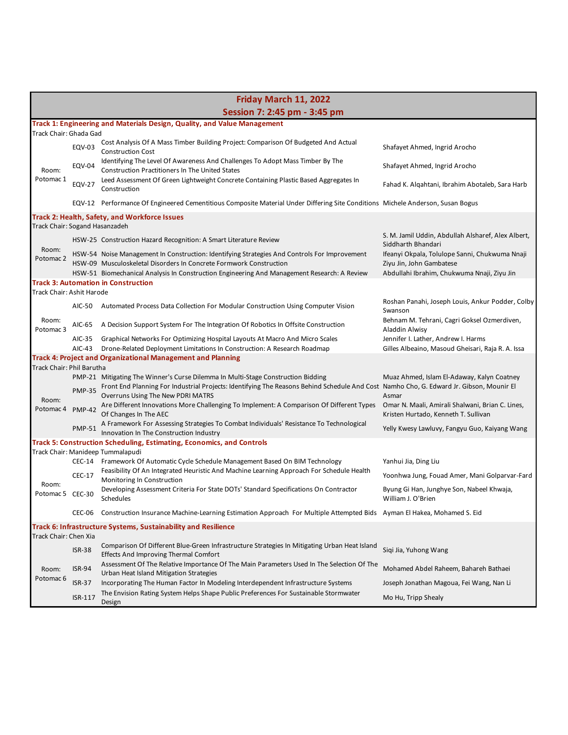## Friday March 11, 2022

## Session 7: 2:45 pm - 3:45 pm

### Track 1: Engineering and Materials Design, Quality, and Value Management

Track Chair: Ghada Gad

| Room | ID | Title | Authors |
|---|---|---|---|
| Room: Potomac 1 | EQV-03 | Cost Analysis Of A Mass Timber Building Project: Comparison Of Budgeted And Actual Construction Cost | Shafayet Ahmed, Ingrid Arocho |
| | EQV-04 | Identifying The Level Of Awareness And Challenges To Adopt Mass Timber By The Construction Practitioners In The United States | Shafayet Ahmed, Ingrid Arocho |
| | EQV-27 | Leed Assessment Of Green Lightweight Concrete Containing Plastic Based Aggregates In Construction | Fahad K. Alqahtani, Ibrahim Abotaleb, Sara Harb |
| | EQV-12 | Performance Of Engineered Cementitious Composite Material Under Differing Site Conditions | Michele Anderson, Susan Bogus |

### Track 2: Health, Safety, and Workforce Issues

Track Chair: Sogand Hasanzadeh

| Room | ID | Title | Authors |
|---|---|---|---|
| Room: Potomac 2 | HSW-25 | Construction Hazard Recognition: A Smart Literature Review | S. M. Jamil Uddin, Abdullah Alsharef, Alex Albert, Siddharth Bhandari |
| | HSW-54 | Noise Management In Construction: Identifying Strategies And Controls For Improvement | Ifeanyi Okpala, Tolulope Sanni, Chukwuma Nnaji |
| | HSW-09 | Musculoskeletal Disorders In Concrete Formwork Construction | Ziyu Jin, John Gambatese |
| | HSW-51 | Biomechanical Analysis In Construction Engineering And Management Research: A Review | Abdullahi Ibrahim, Chukwuma Nnaji, Ziyu Jin |

### Track 3: Automation in Construction

Track Chair: Ashit Harode

| Room | ID | Title | Authors |
|---|---|---|---|
| Room: Potomac 3 | AIC-50 | Automated Process Data Collection For Modular Construction Using Computer Vision | Roshan Panahi, Joseph Louis, Ankur Podder, Colby Swanson |
| | AIC-65 | A Decision Support System For The Integration Of Robotics In Offsite Construction | Behnam M. Tehrani, Cagri Goksel Ozmerdiven, Aladdin Alwisy |
| | AIC-35 | Graphical Networks For Optimizing Hospital Layouts At Macro And Micro Scales | Jennifer I. Lather, Andrew I. Harms |
| | AIC-43 | Drone-Related Deployment Limitations In Construction: A Research Roadmap | Gilles Albeaino, Masoud Gheisari, Raja R. A. Issa |

### Track 4: Project and Organizational Management and Planning

Track Chair: Phil Barutha

| Room | ID | Title | Authors |
|---|---|---|---|
| Room: Potomac 4 | PMP-21 | Mitigating The Winner's Curse Dilemma In Multi-Stage Construction Bidding | Muaz Ahmed, Islam El-Adaway, Kalyn Coatney |
| | PMP-35 | Front End Planning For Industrial Projects: Identifying The Reasons Behind Schedule And Cost Overruns Using The New PDRI MATRS | Namho Cho, G. Edward Jr. Gibson, Mounir El Asmar |
| | PMP-42 | Are Different Innovations More Challenging To Implement: A Comparison Of Different Types Of Changes In The AEC | Omar N. Maali, Amirali Shalwani, Brian C. Lines, Kristen Hurtado, Kenneth T. Sullivan |
| | PMP-51 | A Framework For Assessing Strategies To Combat Individuals' Resistance To Technological Innovation In The Construction Industry | Yelly Kwesy Lawluvy, Fangyu Guo, Kaiyang Wang |

### Track 5: Construction Scheduling, Estimating, Economics, and Controls

Track Chair: Manideep Tummalapudi

| Room | ID | Title | Authors |
|---|---|---|---|
| Room: Potomac 5 | CEC-14 | Framework Of Automatic Cycle Schedule Management Based On BIM Technology | Yanhui Jia, Ding Liu |
| | CEC-17 | Feasibility Of An Integrated Heuristic And Machine Learning Approach For Schedule Health Monitoring In Construction | Yoonhwa Jung, Fouad Amer, Mani Golparvar-Fard |
| | CEC-30 | Developing Assessment Criteria For State DOTs' Standard Specifications On Contractor Schedules | Byung Gi Han, Junghye Son, Nabeel Khwaja, William J. O'Brien |
| | CEC-06 | Construction Insurance Machine-Learning Estimation Approach For Multiple Attempted Bids | Ayman El Hakea, Mohamed S. Eid |

### Track 6: Infrastructure Systems, Sustainability and Resilience

Track Chair: Chen Xia

| Room | ID | Title | Authors |
|---|---|---|---|
| Room: Potomac 6 | ISR-38 | Comparison Of Different Blue-Green Infrastructure Strategies In Mitigating Urban Heat Island Effects And Improving Thermal Comfort | Siqi Jia, Yuhong Wang |
| | ISR-94 | Assessment Of The Relative Importance Of The Main Parameters Used In The Selection Of The Urban Heat Island Mitigation Strategies | Mohamed Abdel Raheem, Bahareh Bathaei |
| | ISR-37 | Incorporating The Human Factor In Modeling Interdependent Infrastructure Systems | Joseph Jonathan Magoua, Fei Wang, Nan Li |
| | ISR-117 | The Envision Rating System Helps Shape Public Preferences For Sustainable Stormwater Design | Mo Hu, Tripp Shealy |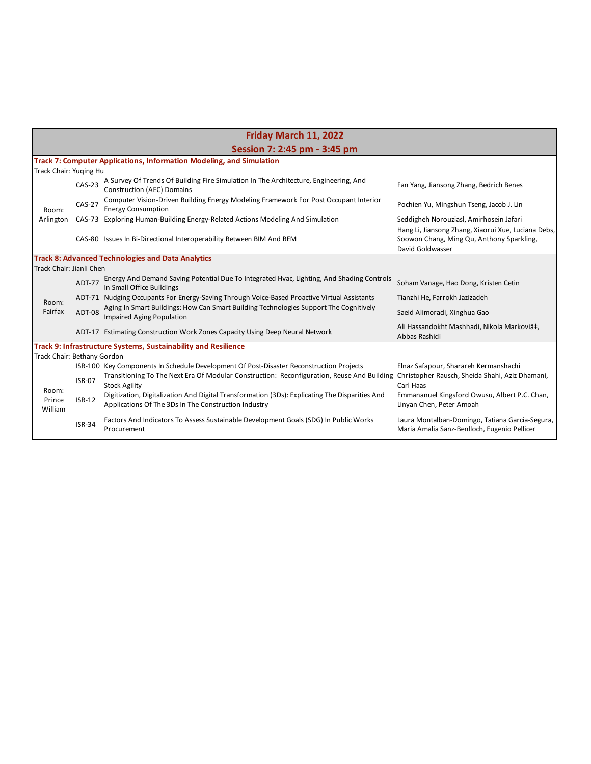## Friday March 11, 2022

## Session 7: 2:45 pm - 3:45 pm

### Track 7: Computer Applications, Information Modeling, and Simulation

Track Chair: Yuqing Hu

| Room | ID | Title | Authors |
|---|---|---|---|
| Room: Arlington | CAS-23 | A Survey Of Trends Of Building Fire Simulation In The Architecture, Engineering, And Construction (AEC) Domains | Fan Yang, Jiansong Zhang, Bedrich Benes |
| | CAS-27 | Computer Vision-Driven Building Energy Modeling Framework For Post Occupant Interior Energy Consumption | Pochien Yu, Mingshun Tseng, Jacob J. Lin |
| | CAS-73 | Exploring Human-Building Energy-Related Actions Modeling And Simulation | Seddigheh Norouziasl, Amirhosein Jafari |
| | CAS-80 | Issues In Bi-Directional Interoperability Between BIM And BEM | Hang Li, Jiansong Zhang, Xiaorui Xue, Luciana Debs, Soowon Chang, Ming Qu, Anthony Sparkling, David Goldwasser |

### Track 8: Advanced Technologies and Data Analytics

Track Chair: Jianli Chen

| Room | ID | Title | Authors |
|---|---|---|---|
| Room: Fairfax | ADT-77 | Energy And Demand Saving Potential Due To Integrated Hvac, Lighting, And Shading Controls In Small Office Buildings | Soham Vanage, Hao Dong, Kristen Cetin |
| | ADT-71 | Nudging Occupants For Energy-Saving Through Voice-Based Proactive Virtual Assistants | Tianzhi He, Farrokh Jazizadeh |
| | ADT-08 | Aging In Smart Buildings: How Can Smart Building Technologies Support The Cognitively Impaired Aging Population | Saeid Alimoradi, Xinghua Gao |
| | ADT-17 | Estimating Construction Work Zones Capacity Using Deep Neural Network | Ali Hassandokht Mashhadi, Nikola Markoviä‡, Abbas Rashidi |

### Track 9: Infrastructure Systems, Sustainability and Resilience

Track Chair: Bethany Gordon

| Room | ID | Title | Authors |
|---|---|---|---|
| Room: Prince William | ISR-100 | Key Components In Schedule Development Of Post-Disaster Reconstruction Projects | Elnaz Safapour, Sharareh Kermanshachi |
| | ISR-07 | Transitioning To The Next Era Of Modular Construction: Reconfiguration, Reuse And Building Stock Agility | Christopher Rausch, Sheida Shahi, Aziz Dhamani, Carl Haas |
| | ISR-12 | Digitization, Digitalization And Digital Transformation (3Ds): Explicating The Disparities And Applications Of The 3Ds In The Construction Industry | Emmananuel Kingsford Owusu, Albert P.C. Chan, Linyan Chen, Peter Amoah |
| | ISR-34 | Factors And Indicators To Assess Sustainable Development Goals (SDG) In Public Works Procurement | Laura Montalban-Domingo, Tatiana Garcia-Segura, Maria Amalia Sanz-Benlloch, Eugenio Pellicer |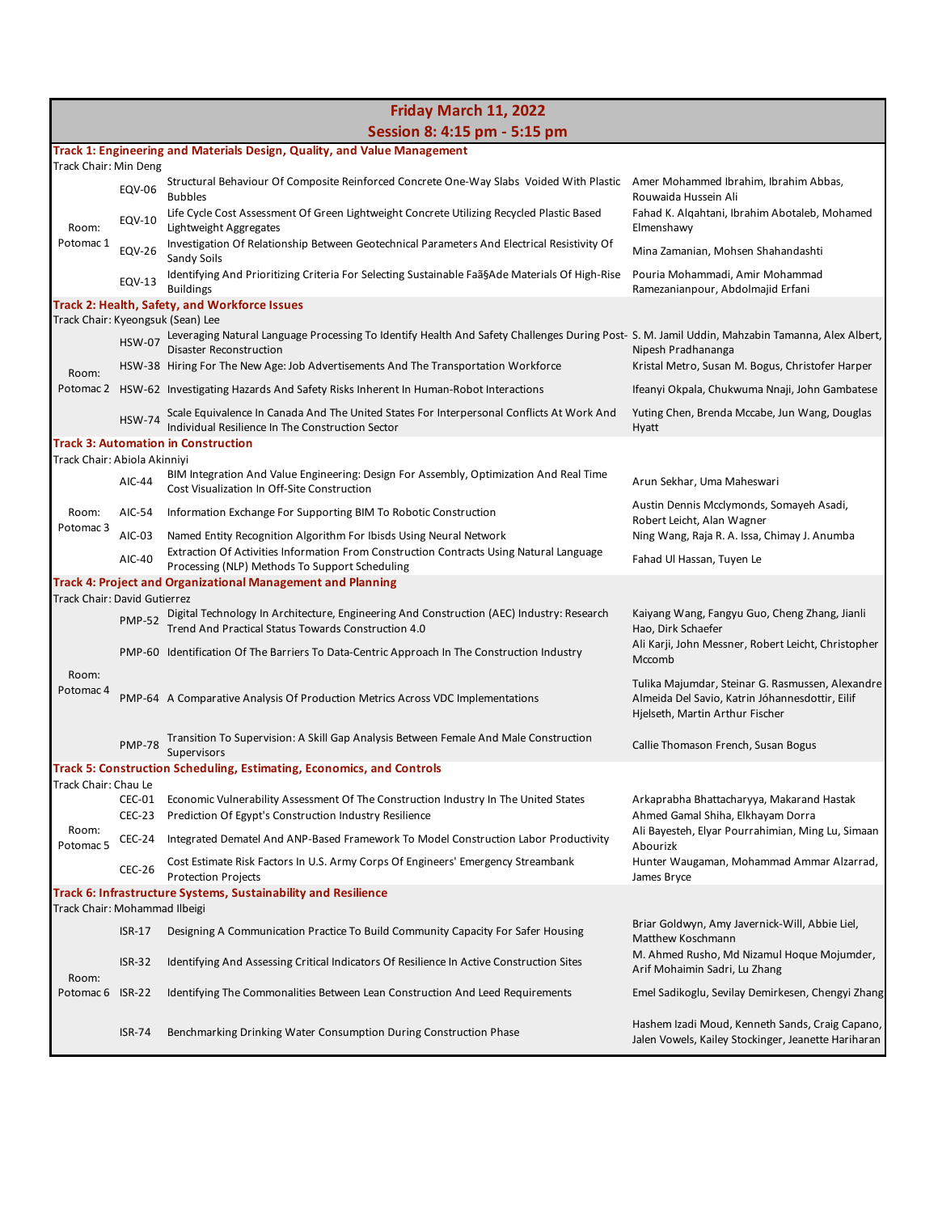# Friday March 11, 2022

## Session 8: 4:15 pm - 5:15 pm

### Track 1: Engineering and Materials Design, Quality, and Value Management

Track Chair: Min Deng

| Room | ID | Title | Authors |
|---|---|---|---|
| Room: Potomac 1 | EQV-06 | Structural Behaviour Of Composite Reinforced Concrete One-Way Slabs Voided With Plastic Bubbles | Amer Mohammed Ibrahim, Ibrahim Abbas, Rouwaida Hussein Ali |
| | EQV-10 | Life Cycle Cost Assessment Of Green Lightweight Concrete Utilizing Recycled Plastic Based Lightweight Aggregates | Fahad K. Alqahtani, Ibrahim Abotaleb, Mohamed Elmenshawy |
| | EQV-26 | Investigation Of Relationship Between Geotechnical Parameters And Electrical Resistivity Of Sandy Soils | Mina Zamanian, Mohsen Shahandashti |
| | EQV-13 | Identifying And Prioritizing Criteria For Selecting Sustainable Faã§Ade Materials Of High-Rise Buildings | Pouria Mohammadi, Amir Mohammad Ramezanianpour, Abdolmajid Erfani |

### Track 2: Health, Safety, and Workforce Issues

Track Chair: Kyeongsuk (Sean) Lee

| Room | ID | Title | Authors |
|---|---|---|---|
| Room: Potomac 2 | HSW-07 | Leveraging Natural Language Processing To Identify Health And Safety Challenges During Post-Disaster Reconstruction | S. M. Jamil Uddin, Mahzabin Tamanna, Alex Albert, Nipesh Pradhananga |
| | HSW-38 | Hiring For The New Age: Job Advertisements And The Transportation Workforce | Kristal Metro, Susan M. Bogus, Christofer Harper |
| | HSW-62 | Investigating Hazards And Safety Risks Inherent In Human-Robot Interactions | Ifeanyi Okpala, Chukwuma Nnaji, John Gambatese |
| | HSW-74 | Scale Equivalence In Canada And The United States For Interpersonal Conflicts At Work And Individual Resilience In The Construction Sector | Yuting Chen, Brenda Mccabe, Jun Wang, Douglas Hyatt |

### Track 3: Automation in Construction

Track Chair: Abiola Akinniyi

| Room | ID | Title | Authors |
|---|---|---|---|
| Room: Potomac 3 | AIC-44 | BIM Integration And Value Engineering: Design For Assembly, Optimization And Real Time Cost Visualization In Off-Site Construction | Arun Sekhar, Uma Maheswari |
| | AIC-54 | Information Exchange For Supporting BIM To Robotic Construction | Austin Dennis Mcclymonds, Somayeh Asadi, Robert Leicht, Alan Wagner |
| | AIC-03 | Named Entity Recognition Algorithm For Ibisds Using Neural Network | Ning Wang, Raja R. A. Issa, Chimay J. Anumba |
| | AIC-40 | Extraction Of Activities Information From Construction Contracts Using Natural Language Processing (NLP) Methods To Support Scheduling | Fahad Ul Hassan, Tuyen Le |

### Track 4: Project and Organizational Management and Planning

Track Chair: David Gutierrez

| Room | ID | Title | Authors |
|---|---|---|---|
| Room: Potomac 4 | PMP-52 | Digital Technology In Architecture, Engineering And Construction (AEC) Industry: Research Trend And Practical Status Towards Construction 4.0 | Kaiyang Wang, Fangyu Guo, Cheng Zhang, Jianli Hao, Dirk Schaefer |
| | PMP-60 | Identification Of The Barriers To Data-Centric Approach In The Construction Industry | Ali Karji, John Messner, Robert Leicht, Christopher Mccomb |
| | PMP-64 | A Comparative Analysis Of Production Metrics Across VDC Implementations | Tulika Majumdar, Steinar G. Rasmussen, Alexandre Almeida Del Savio, Katrin Jóhannesdottir, Eilif Hjelseth, Martin Arthur Fischer |
| | PMP-78 | Transition To Supervision: A Skill Gap Analysis Between Female And Male Construction Supervisors | Callie Thomason French, Susan Bogus |

### Track 5: Construction Scheduling, Estimating, Economics, and Controls

Track Chair: Chau Le

| Room | ID | Title | Authors |
|---|---|---|---|
| Room: Potomac 5 | CEC-01 | Economic Vulnerability Assessment Of The Construction Industry In The United States | Arkaprabha Bhattacharyya, Makarand Hastak |
| | CEC-23 | Prediction Of Egypt's Construction Industry Resilience | Ahmed Gamal Shiha, Elkhayam Dorra |
| | CEC-24 | Integrated Dematel And ANP-Based Framework To Model Construction Labor Productivity | Ali Bayesteh, Elyar Pourrahimian, Ming Lu, Simaan Abourizk |
| | CEC-26 | Cost Estimate Risk Factors In U.S. Army Corps Of Engineers' Emergency Streambank Protection Projects | Hunter Waugaman, Mohammad Ammar Alzarrad, James Bryce |

### Track 6: Infrastructure Systems, Sustainability and Resilience

Track Chair: Mohammad Ilbeigi

| Room | ID | Title | Authors |
|---|---|---|---|
| Room: Potomac 6 | ISR-17 | Designing A Communication Practice To Build Community Capacity For Safer Housing | Briar Goldwyn, Amy Javernick-Will, Abbie Liel, Matthew Koschmann |
| | ISR-32 | Identifying And Assessing Critical Indicators Of Resilience In Active Construction Sites | M. Ahmed Rusho, Md Nizamul Hoque Mojumder, Arif Mohaimin Sadri, Lu Zhang |
| | ISR-22 | Identifying The Commonalities Between Lean Construction And Leed Requirements | Emel Sadikoglu, Sevilay Demirkesen, Chengyi Zhang |
| | ISR-74 | Benchmarking Drinking Water Consumption During Construction Phase | Hashem Izadi Moud, Kenneth Sands, Craig Capano, Jalen Vowels, Kailey Stockinger, Jeanette Hariharan |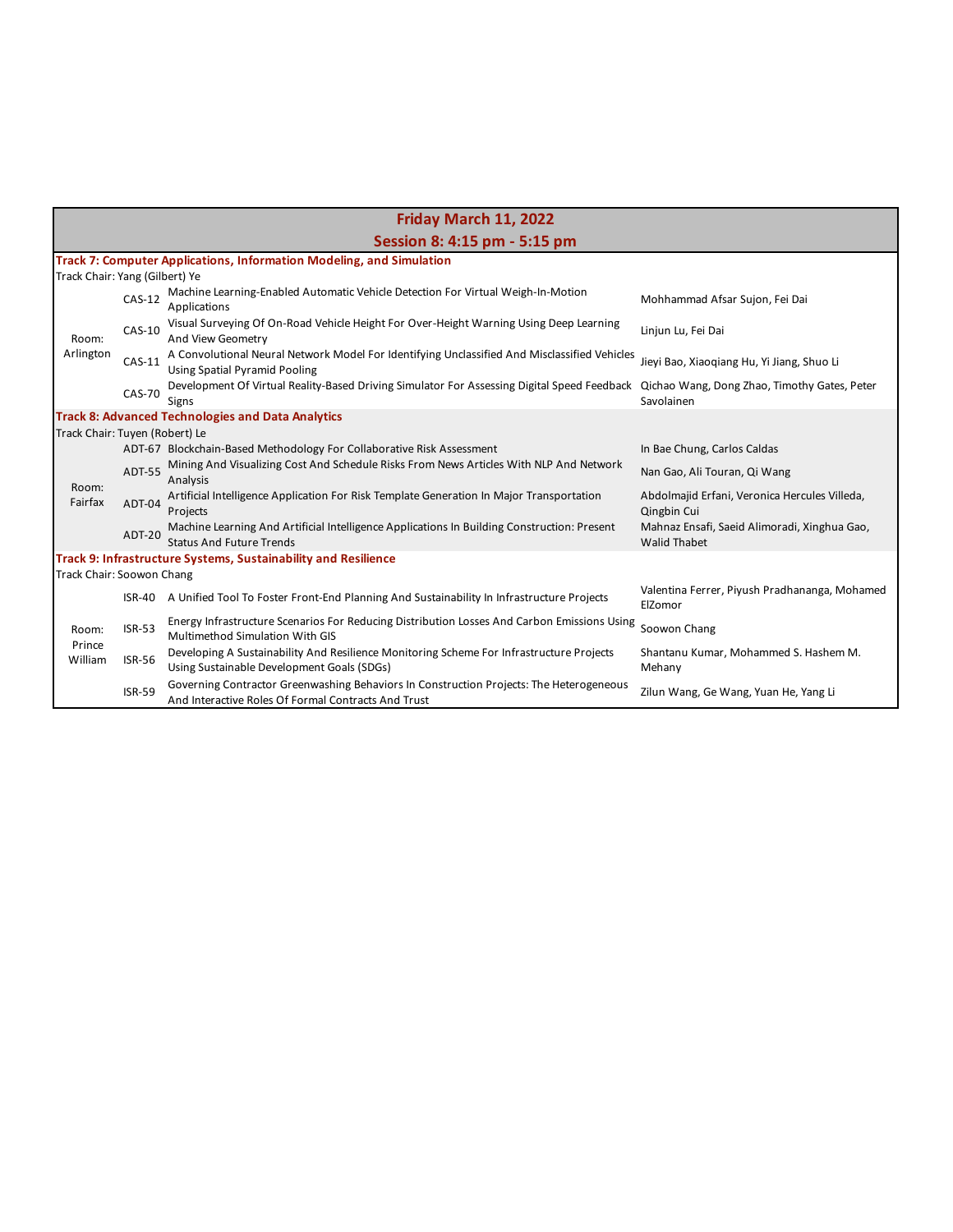## Friday March 11, 2022

## Session 8: 4:15 pm - 5:15 pm

### Track 7: Computer Applications, Information Modeling, and Simulation

Track Chair: Yang (Gilbert) Ye

| Room | ID | Title | Authors |
|---|---|---|---|
| Room: Arlington | CAS-12 | Machine Learning-Enabled Automatic Vehicle Detection For Virtual Weigh-In-Motion Applications | Mohammad Afsar Sujon, Fei Dai |
| | CAS-10 | Visual Surveying Of On-Road Vehicle Height For Over-Height Warning Using Deep Learning And View Geometry | Linjun Lu, Fei Dai |
| | CAS-11 | A Convolutional Neural Network Model For Identifying Unclassified And Misclassified Vehicles Using Spatial Pyramid Pooling | Jieyi Bao, Xiaoqiang Hu, Yi Jiang, Shuo Li |
| | CAS-70 | Development Of Virtual Reality-Based Driving Simulator For Assessing Digital Speed Feedback Signs | Qichao Wang, Dong Zhao, Timothy Gates, Peter Savolainen |

### Track 8: Advanced Technologies and Data Analytics

Track Chair: Tuyen (Robert) Le

| Room | ID | Title | Authors |
|---|---|---|---|
| Room: Fairfax | ADT-67 | Blockchain-Based Methodology For Collaborative Risk Assessment | In Bae Chung, Carlos Caldas |
| | ADT-55 | Mining And Visualizing Cost And Schedule Risks From News Articles With NLP And Network Analysis | Nan Gao, Ali Touran, Qi Wang |
| | ADT-04 | Artificial Intelligence Application For Risk Template Generation In Major Transportation Projects | Abdolmajid Erfani, Veronica Hercules Villeda, Qingbin Cui |
| | ADT-20 | Machine Learning And Artificial Intelligence Applications In Building Construction: Present Status And Future Trends | Mahnaz Ensafi, Saeid Alimoradi, Xinghua Gao, Walid Thabet |

### Track 9: Infrastructure Systems, Sustainability and Resilience

Track Chair: Soowon Chang

| Room | ID | Title | Authors |
|---|---|---|---|
| Room: Prince William | ISR-40 | A Unified Tool To Foster Front-End Planning And Sustainability In Infrastructure Projects | Valentina Ferrer, Piyush Pradhananga, Mohamed ElZomor |
| | ISR-53 | Energy Infrastructure Scenarios For Reducing Distribution Losses And Carbon Emissions Using Multimethod Simulation With GIS | Soowon Chang |
| | ISR-56 | Developing A Sustainability And Resilience Monitoring Scheme For Infrastructure Projects Using Sustainable Development Goals (SDGs) | Shantanu Kumar, Mohammed S. Hashem M. Mehany |
| | ISR-59 | Governing Contractor Greenwashing Behaviors In Construction Projects: The Heterogeneous And Interactive Roles Of Formal Contracts And Trust | Zilun Wang, Ge Wang, Yuan He, Yang Li |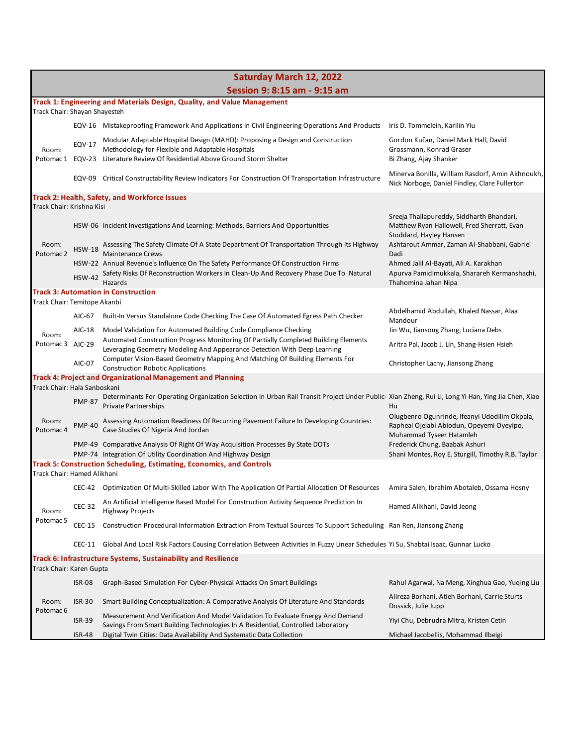## Saturday March 12, 2022

## Session 9: 8:15 am - 9:15 am

### Track 1: Engineering and Materials Design, Quality, and Value Management

Track Chair: Shayan Shayesteh

| Room | ID | Title | Authors |
|---|---|---|---|
| Room: Potomac 1 | EQV-16 | Mistakeproofing Framework And Applications In Civil Engineering Operations And Products | Iris D. Tommelein, Karilin Yiu |
| | EQV-17 | Modular Adaptable Hospital Design (MAHD): Proposing a Design and Construction Methodology for Flexible and Adaptable Hospitals | Gordon Kučan, Daniel Mark Hall, David Grossmann, Konrad Graser |
| | EQV-23 | Literature Review Of Residential Above Ground Storm Shelter | Bi Zhang, Ajay Shanker |
| | EQV-09 | Critical Constructability Review Indicators For Construction Of Transportation Infrastructure | Minerva Bonilla, William Rasdorf, Amin Akhnoukh, Nick Norboge, Daniel Findley, Clare Fullerton |

### Track 2: Health, Safety, and Workforce Issues

Track Chair: Krishna Kisi

| Room | ID | Title | Authors |
|---|---|---|---|
| Room: Potomac 2 | HSW-06 | Incident Investigations And Learning: Methods, Barriers And Opportunities | Sreeja Thallapureddy, Siddharth Bhandari, Matthew Ryan Hallowell, Fred Sherratt, Evan Stoddard, Hayley Hansen |
| | HSW-18 | Assessing The Safety Climate Of A State Department Of Transportation Through Its Highway Maintenance Crews | Ashtarout Ammar, Zaman Al-Shabbani, Gabriel Dadi |
| | HSW-22 | Annual Revenue's Influence On The Safety Performance Of Construction Firms | Ahmed Jalil Al-Bayati, Ali A. Karakhan |
| | HSW-42 | Safety Risks Of Reconstruction Workers In Clean-Up And Recovery Phase Due To Natural Hazards | Apurva Pamidimukkala, Sharareh Kermanshachi, Thahomina Jahan Nipa |

### Track 3: Automation in Construction

Track Chair: Temitope Akanbi

| Room | ID | Title | Authors |
|---|---|---|---|
| Room: Potomac 3 | AIC-67 | Built-In Versus Standalone Code Checking The Case Of Automated Egress Path Checker | Abdelhamid Abdullah, Khaled Nassar, Alaa Mandour |
| | AIC-18 | Model Validation For Automated Building Code Compliance Checking | Jin Wu, Jiansong Zhang, Luciana Debs |
| | AIC-29 | Automated Construction Progress Monitoring Of Partially Completed Building Elements Leveraging Geometry Modeling And Appearance Detection With Deep Learning | Aritra Pal, Jacob J. Lin, Shang-Hsien Hsieh |
| | AIC-07 | Computer Vision-Based Geometry Mapping And Matching Of Building Elements For Construction Robotic Applications | Christopher Lacny, Jiansong Zhang |

### Track 4: Project and Organizational Management and Planning

Track Chair: Hala Sanboskani

| Room | ID | Title | Authors |
|---|---|---|---|
| Room: Potomac 4 | PMP-87 | Determinants For Operating Organization Selection In Urban Rail Transit Project Under Public-Private Partnerships | Xian Zheng, Rui Li, Long Yi Han, Ying Jia Chen, Xiao Hu |
| | PMP-40 | Assessing Automation Readiness Of Recurring Pavement Failure In Developing Countries: Case Studies Of Nigeria And Jordan | Olugbenro Ogunrinde, Ifeanyi Udodilim Okpala, Rapheal Ojelabi Abiodun, Opeyemi Oyeyipo, Muhammad Tyseer Hatamleh |
| | PMP-49 | Comparative Analysis Of Right Of Way Acquisition Processes By State DOTs | Frederick Chung, Baabak Ashuri |
| | PMP-74 | Integration Of Utility Coordination And Highway Design | Shani Montes, Roy E. Sturgill, Timothy R.B. Taylor |

### Track 5: Construction Scheduling, Estimating, Economics, and Controls

Track Chair: Hamed Alikhani

| Room | ID | Title | Authors |
|---|---|---|---|
| Room: Potomac 5 | CEC-42 | Optimization Of Multi-Skilled Labor With The Application Of Partial Allocation Of Resources | Amira Saleh, Ibrahim Abotaleb, Ossama Hosny |
| | CEC-32 | An Artificial Intelligence Based Model For Construction Activity Sequence Prediction In Highway Projects | Hamed Alikhani, David Jeong |
| | CEC-15 | Construction Procedural Information Extraction From Textual Sources To Support Scheduling | Ran Ren, Jiansong Zhang |
| | CEC-11 | Global And Local Risk Factors Causing Correlation Between Activities In Fuzzy Linear Schedules | Yi Su, Shabtai Isaac, Gunnar Lucko |

### Track 6: Infrastructure Systems, Sustainability and Resilience

Track Chair: Karen Gupta

| Room | ID | Title | Authors |
|---|---|---|---|
| Room: Potomac 6 | ISR-08 | Graph-Based Simulation For Cyber-Physical Attacks On Smart Buildings | Rahul Agarwal, Na Meng, Xinghua Gao, Yuqing Liu |
| | ISR-30 | Smart Building Conceptualization: A Comparative Analysis Of Literature And Standards | Alireza Borhani, Atieh Borhani, Carrie Sturts Dossick, Julie Jupp |
| | ISR-39 | Measurement And Verification And Model Validation To Evaluate Energy And Demand Savings From Smart Building Technologies In A Residential, Controlled Laboratory | Yiyi Chu, Debrudra Mitra, Kristen Cetin |
| | ISR-48 | Digital Twin Cities: Data Availability And Systematic Data Collection | Michael Jacobellis, Mohammad Ilbeigi |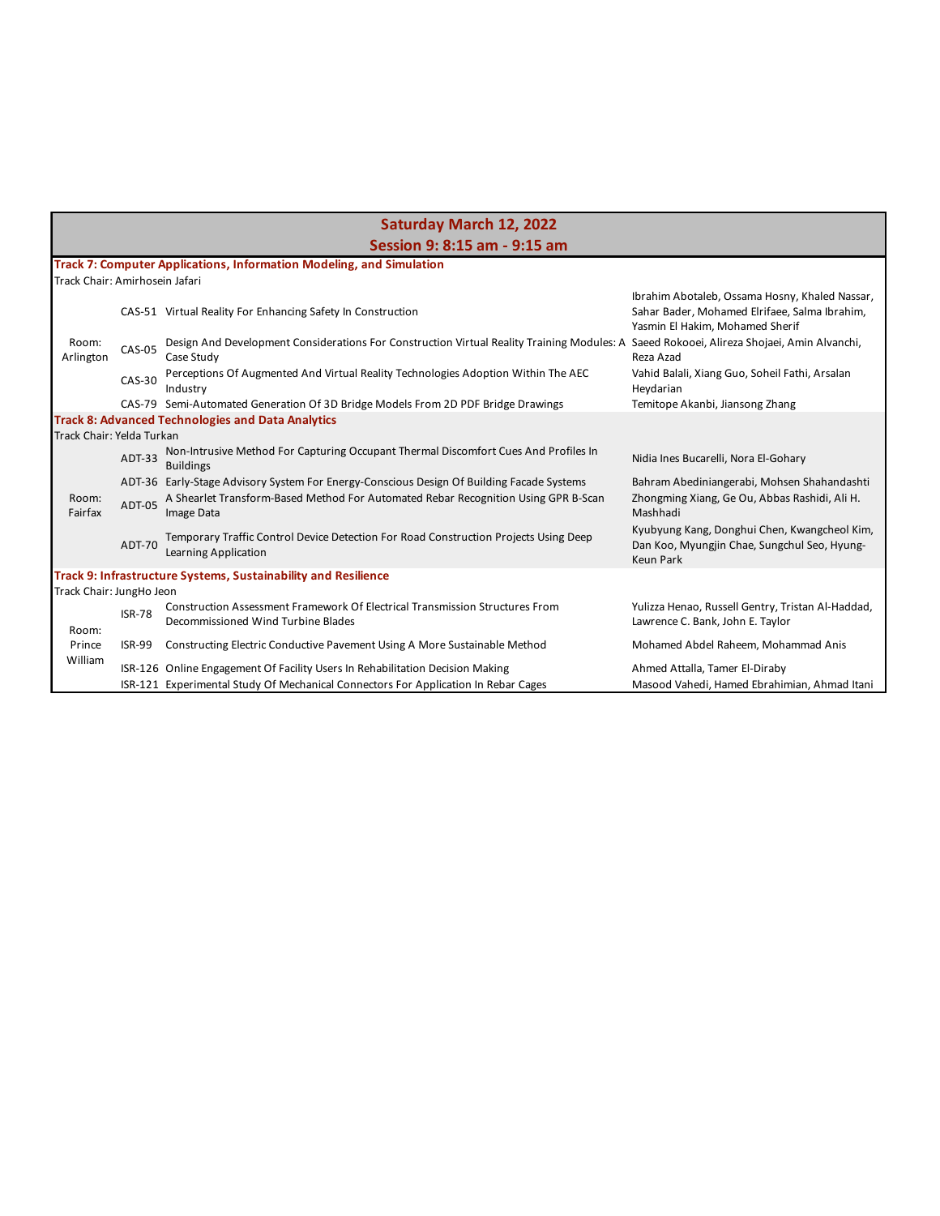## Saturday March 12, 2022

## Session 9: 8:15 am - 9:15 am

**Track 7: Computer Applications, Information Modeling, and Simulation**

Track Chair: Amirhosein Jafari

| Room | ID | Title | Authors |
|---|---|---|---|
| Room: Arlington | CAS-51 | Virtual Reality For Enhancing Safety In Construction | Ibrahim Abotaleb, Ossama Hosny, Khaled Nassar, Sahar Bader, Mohamed Elrifaee, Salma Ibrahim, Yasmin El Hakim, Mohamed Sherif |
| | CAS-05 | Design And Development Considerations For Construction Virtual Reality Training Modules: A Case Study | Saeed Rokooei, Alireza Shojaei, Amin Alvanchi, Reza Azad |
| | CAS-30 | Perceptions Of Augmented And Virtual Reality Technologies Adoption Within The AEC Industry | Vahid Balali, Xiang Guo, Soheil Fathi, Arsalan Heydarian |
| | CAS-79 | Semi-Automated Generation Of 3D Bridge Models From 2D PDF Bridge Drawings | Temitope Akanbi, Jiansong Zhang |

**Track 8: Advanced Technologies and Data Analytics**

Track Chair: Yelda Turkan

| Room | ID | Title | Authors |
|---|---|---|---|
| Room: Fairfax | ADT-33 | Non-Intrusive Method For Capturing Occupant Thermal Discomfort Cues And Profiles In Buildings | Nidia Ines Bucarelli, Nora El-Gohary |
| | ADT-36 | Early-Stage Advisory System For Energy-Conscious Design Of Building Facade Systems | Bahram Abediniangerabi, Mohsen Shahandashti |
| | ADT-05 | A Shearlet Transform-Based Method For Automated Rebar Recognition Using GPR B-Scan Image Data | Zhongming Xiang, Ge Ou, Abbas Rashidi, Ali H. Mashhadi |
| | ADT-70 | Temporary Traffic Control Device Detection For Road Construction Projects Using Deep Learning Application | Kyubyung Kang, Donghui Chen, Kwangcheol Kim, Dan Koo, Myungjin Chae, Sungchul Seo, Hyung-Keun Park |

**Track 9: Infrastructure Systems, Sustainability and Resilience**

Track Chair: JungHo Jeon

| Room | ID | Title | Authors |
|---|---|---|---|
| Room: Prince William | ISR-78 | Construction Assessment Framework Of Electrical Transmission Structures From Decommissioned Wind Turbine Blades | Yulizza Henao, Russell Gentry, Tristan Al-Haddad, Lawrence C. Bank, John E. Taylor |
| | ISR-99 | Constructing Electric Conductive Pavement Using A More Sustainable Method | Mohamed Abdel Raheem, Mohammad Anis |
| | ISR-126 | Online Engagement Of Facility Users In Rehabilitation Decision Making | Ahmed Attalla, Tamer El-Diraby |
| | ISR-121 | Experimental Study Of Mechanical Connectors For Application In Rebar Cages | Masood Vahedi, Hamed Ebrahimian, Ahmad Itani |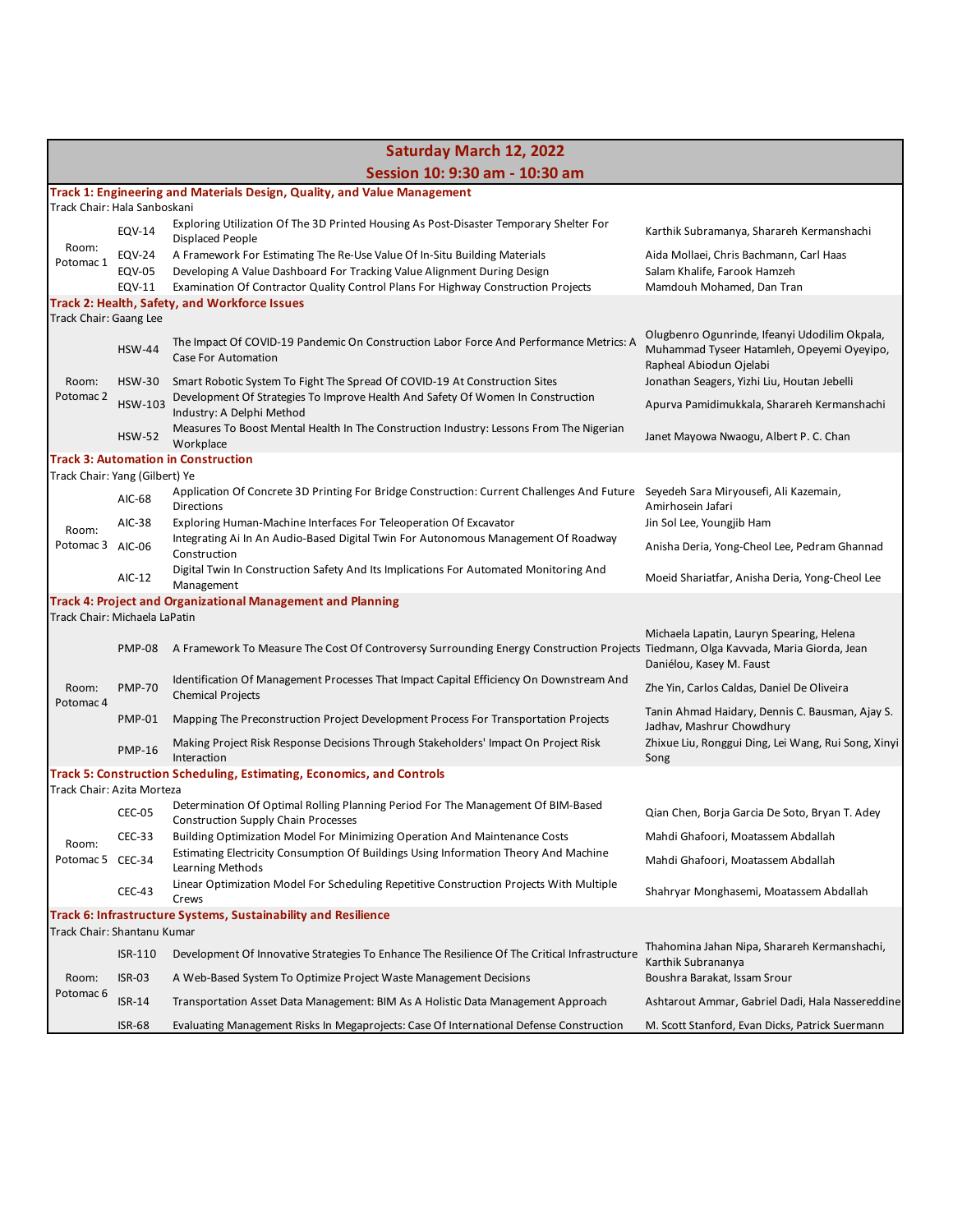## Saturday March 12, 2022

## Session 10: 9:30 am - 10:30 am

### Track 1: Engineering and Materials Design, Quality, and Value Management

Track Chair: Hala Sanboskani

| Room | ID | Title | Authors |
|---|---|---|---|
| Room: Potomac 1 | EQV-14 | Exploring Utilization Of The 3D Printed Housing As Post-Disaster Temporary Shelter For Displaced People | Karthik Subramanya, Sharareh Kermanshachi |
| | EQV-24 | A Framework For Estimating The Re-Use Value Of In-Situ Building Materials | Aida Mollaei, Chris Bachmann, Carl Haas |
| | EQV-05 | Developing A Value Dashboard For Tracking Value Alignment During Design | Salam Khalife, Farook Hamzeh |
| | EQV-11 | Examination Of Contractor Quality Control Plans For Highway Construction Projects | Mamdouh Mohamed, Dan Tran |

### Track 2: Health, Safety, and Workforce Issues

Track Chair: Gaang Lee

| Room | ID | Title | Authors |
|---|---|---|---|
| Room: Potomac 2 | HSW-44 | The Impact Of COVID-19 Pandemic On Construction Labor Force And Performance Metrics: A Case For Automation | Olugbenro Ogunrinde, Ifeanyi Udodilim Okpala, Muhammad Tyseer Hatamleh, Opeyemi Oyeyipo, Rapheal Abiodun Ojelabi |
| | HSW-30 | Smart Robotic System To Fight The Spread Of COVID-19 At Construction Sites | Jonathan Seagers, Yizhi Liu, Houtan Jebelli |
| | HSW-103 | Development Of Strategies To Improve Health And Safety Of Women In Construction Industry: A Delphi Method | Apurva Pamidimukkala, Sharareh Kermanshachi |
| | HSW-52 | Measures To Boost Mental Health In The Construction Industry: Lessons From The Nigerian Workplace | Janet Mayowa Nwaogu, Albert P. C. Chan |

### Track 3: Automation in Construction

Track Chair: Yang (Gilbert) Ye

| Room | ID | Title | Authors |
|---|---|---|---|
| Room: Potomac 3 | AIC-68 | Application Of Concrete 3D Printing For Bridge Construction: Current Challenges And Future Directions | Seyedeh Sara Miryousefi, Ali Kazemain, Amirhosein Jafari |
| | AIC-38 | Exploring Human-Machine Interfaces For Teleoperation Of Excavator | Jin Sol Lee, Youngjib Ham |
| | AIC-06 | Integrating Ai In An Audio-Based Digital Twin For Autonomous Management Of Roadway Construction | Anisha Deria, Yong-Cheol Lee, Pedram Ghannad |
| | AIC-12 | Digital Twin In Construction Safety And Its Implications For Automated Monitoring And Management | Moeid Shariatfar, Anisha Deria, Yong-Cheol Lee |

### Track 4: Project and Organizational Management and Planning

Track Chair: Michaela LaPatin

| Room | ID | Title | Authors |
|---|---|---|---|
| Room: Potomac 4 | PMP-08 | A Framework To Measure The Cost Of Controversy Surrounding Energy Construction Projects | Michaela Lapatin, Lauryn Spearing, Helena Tiedmann, Olga Kavvada, Maria Giorda, Jean Daniélou, Kasey M. Faust |
| | PMP-70 | Identification Of Management Processes That Impact Capital Efficiency On Downstream And Chemical Projects | Zhe Yin, Carlos Caldas, Daniel De Oliveira |
| | PMP-01 | Mapping The Preconstruction Project Development Process For Transportation Projects | Tanin Ahmad Haidary, Dennis C. Bausman, Ajay S. Jadhav, Mashrur Chowdhury |
| | PMP-16 | Making Project Risk Response Decisions Through Stakeholders' Impact On Project Risk Interaction | Zhixue Liu, Ronggui Ding, Lei Wang, Rui Song, Xinyi Song |

### Track 5: Construction Scheduling, Estimating, Economics, and Controls

Track Chair: Azita Morteza

| Room | ID | Title | Authors |
|---|---|---|---|
| Room: Potomac 5 | CEC-05 | Determination Of Optimal Rolling Planning Period For The Management Of BIM-Based Construction Supply Chain Processes | Qian Chen, Borja Garcia De Soto, Bryan T. Adey |
| | CEC-33 | Building Optimization Model For Minimizing Operation And Maintenance Costs | Mahdi Ghafoori, Moatassem Abdallah |
| | CEC-34 | Estimating Electricity Consumption Of Buildings Using Information Theory And Machine Learning Methods | Mahdi Ghafoori, Moatassem Abdallah |
| | CEC-43 | Linear Optimization Model For Scheduling Repetitive Construction Projects With Multiple Crews | Shahryar Monghasemi, Moatassem Abdallah |

### Track 6: Infrastructure Systems, Sustainability and Resilience

Track Chair: Shantanu Kumar

| Room | ID | Title | Authors |
|---|---|---|---|
| Room: Potomac 6 | ISR-110 | Development Of Innovative Strategies To Enhance The Resilience Of The Critical Infrastructure | Thahomina Jahan Nipa, Sharareh Kermanshachi, Karthik Subrananya |
| | ISR-03 | A Web-Based System To Optimize Project Waste Management Decisions | Boushra Barakat, Issam Srour |
| | ISR-14 | Transportation Asset Data Management: BIM As A Holistic Data Management Approach | Ashtarout Ammar, Gabriel Dadi, Hala Nassereddine |
| | ISR-68 | Evaluating Management Risks In Megaprojects: Case Of International Defense Construction | M. Scott Stanford, Evan Dicks, Patrick Suermann |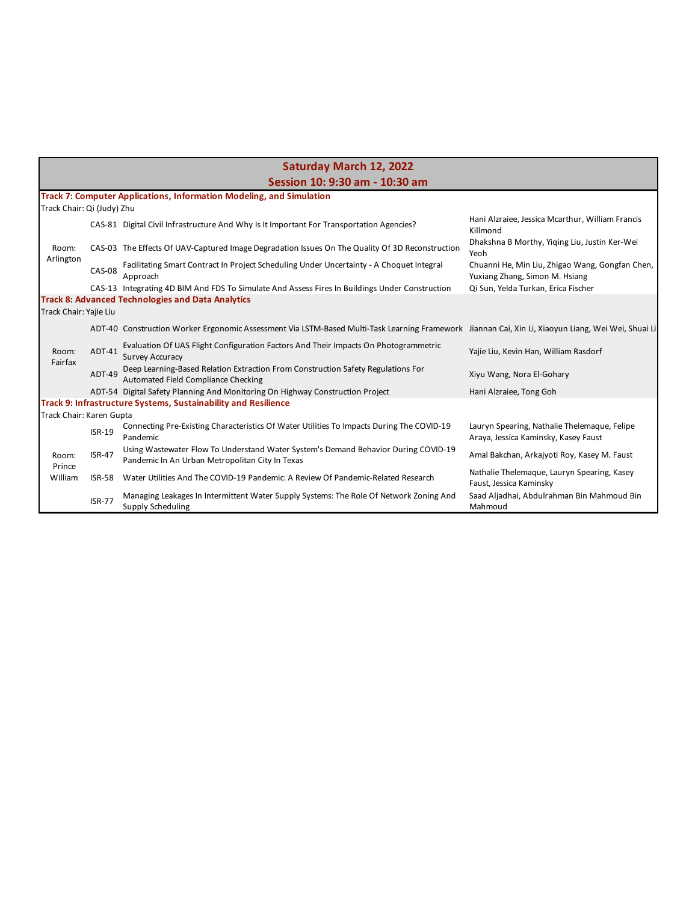## Saturday March 12, 2022

## Session 10: 9:30 am - 10:30 am

| Room | ID | Title | Authors |
|---|---|---|---|
| **Track 7: Computer Applications, Information Modeling, and Simulation** | | | |
| Track Chair: Qi (Judy) Zhu | | | |
| Room: Arlington | CAS-81 | Digital Civil Infrastructure And Why Is It Important For Transportation Agencies? | Hani Alzraiee, Jessica Mcarthur, William Francis Killmond |
| | CAS-03 | The Effects Of UAV-Captured Image Degradation Issues On The Quality Of 3D Reconstruction | Dhakshna B Morthy, Yiqing Liu, Justin Ker-Wei Yeoh |
| | CAS-08 | Facilitating Smart Contract In Project Scheduling Under Uncertainty - A Choquet Integral Approach | Chuanni He, Min Liu, Zhigao Wang, Gongfan Chen, Yuxiang Zhang, Simon M. Hsiang |
| | CAS-13 | Integrating 4D BIM And FDS To Simulate And Assess Fires In Buildings Under Construction | Qi Sun, Yelda Turkan, Erica Fischer |
| **Track 8: Advanced Technologies and Data Analytics** | | | |
| Track Chair: Yajie Liu | | | |
| Room: Fairfax | ADT-40 | Construction Worker Ergonomic Assessment Via LSTM-Based Multi-Task Learning Framework | Jiannan Cai, Xin Li, Xiaoyun Liang, Wei Wei, Shuai Li |
| | ADT-41 | Evaluation Of UAS Flight Configuration Factors And Their Impacts On Photogrammetric Survey Accuracy | Yajie Liu, Kevin Han, William Rasdorf |
| | ADT-49 | Deep Learning-Based Relation Extraction From Construction Safety Regulations For Automated Field Compliance Checking | Xiyu Wang, Nora El-Gohary |
| | ADT-54 | Digital Safety Planning And Monitoring On Highway Construction Project | Hani Alzraiee, Tong Goh |
| **Track 9: Infrastructure Systems, Sustainability and Resilience** | | | |
| Track Chair: Karen Gupta | | | |
| Room: Prince William | ISR-19 | Connecting Pre-Existing Characteristics Of Water Utilities To Impacts During The COVID-19 Pandemic | Lauryn Spearing, Nathalie Thelemaque, Felipe Araya, Jessica Kaminsky, Kasey Faust |
| | ISR-47 | Using Wastewater Flow To Understand Water System's Demand Behavior During COVID-19 Pandemic In An Urban Metropolitan City In Texas | Amal Bakchan, Arkajyoti Roy, Kasey M. Faust |
| | ISR-58 | Water Utilities And The COVID-19 Pandemic: A Review Of Pandemic-Related Research | Nathalie Thelemaque, Lauryn Spearing, Kasey Faust, Jessica Kaminsky |
| | ISR-77 | Managing Leakages In Intermittent Water Supply Systems: The Role Of Network Zoning And Supply Scheduling | Saad Aljadhai, Abdulrahman Bin Mahmoud Bin Mahmoud |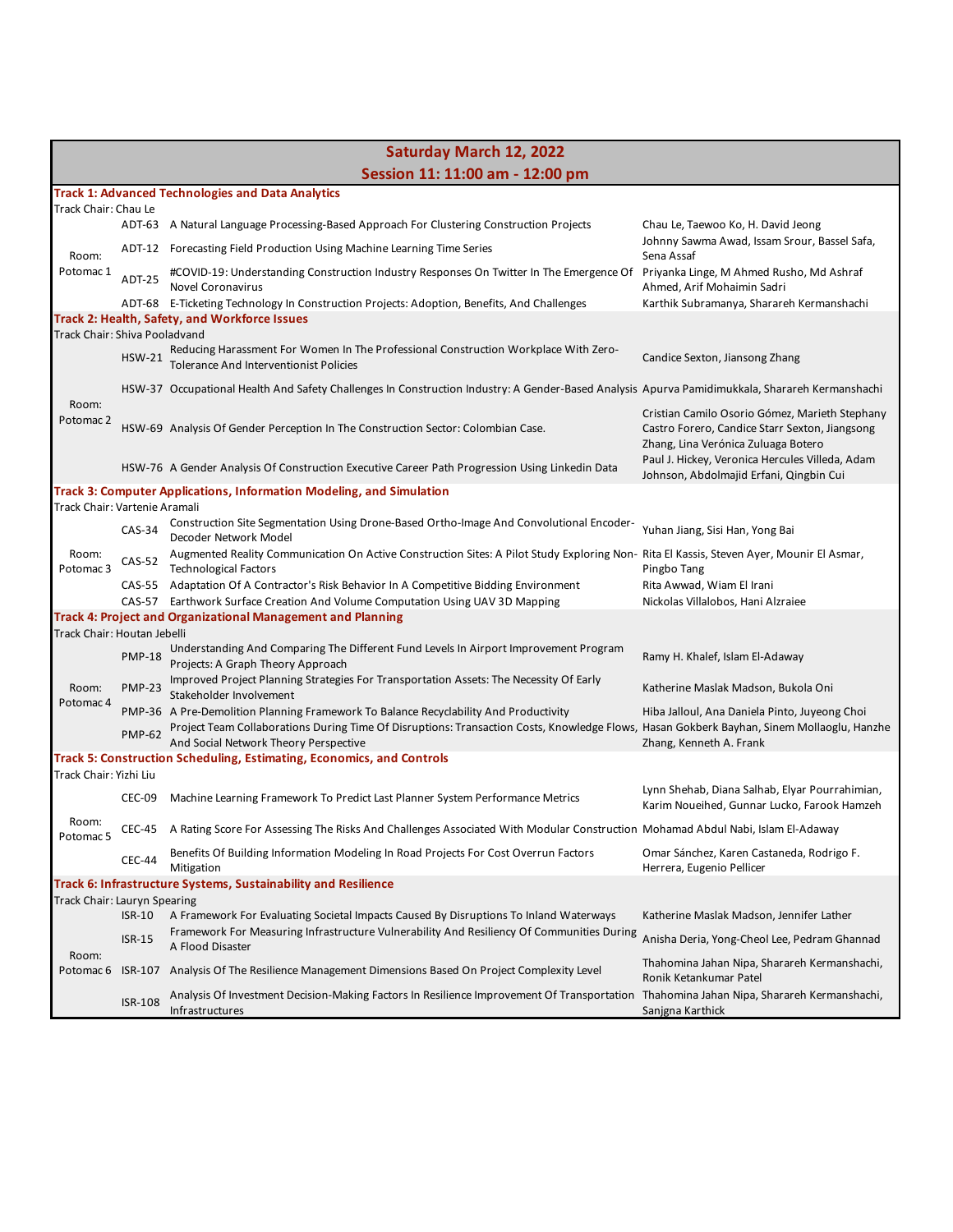## Saturday March 12, 2022

## Session 11: 11:00 am - 12:00 pm

**Track 1: Advanced Technologies and Data Analytics**

Track Chair: Chau Le

| Room | ID | Title | Authors |
|---|---|---|---|
| Room: Potomac 1 | ADT-63 | A Natural Language Processing-Based Approach For Clustering Construction Projects | Chau Le, Taewoo Ko, H. David Jeong |
| | ADT-12 | Forecasting Field Production Using Machine Learning Time Series | Johnny Sawma Awad, Issam Srour, Bassel Safa, Sena Assaf |
| | ADT-25 | #COVID-19: Understanding Construction Industry Responses On Twitter In The Emergence Of Novel Coronavirus | Priyanka Linge, M Ahmed Rusho, Md Ashraf Ahmed, Arif Mohaimin Sadri |
| | ADT-68 | E-Ticketing Technology In Construction Projects: Adoption, Benefits, And Challenges | Karthik Subramanya, Sharareh Kermanshachi |

**Track 2: Health, Safety, and Workforce Issues**

Track Chair: Shiva Pooladvand

| Room | ID | Title | Authors |
|---|---|---|---|
| Room: Potomac 2 | HSW-21 | Reducing Harassment For Women In The Professional Construction Workplace With Zero-Tolerance And Interventionist Policies | Candice Sexton, Jiansong Zhang |
| | HSW-37 | Occupational Health And Safety Challenges In Construction Industry: A Gender-Based Analysis | Apurva Pamidimukkala, Sharareh Kermanshachi |
| | HSW-69 | Analysis Of Gender Perception In The Construction Sector: Colombian Case. | Cristian Camilo Osorio Gómez, Marieth Stephany Castro Forero, Candice Starr Sexton, Jiangsong Zhang, Lina Verónica Zuluaga Botero |
| | HSW-76 | A Gender Analysis Of Construction Executive Career Path Progression Using Linkedin Data | Paul J. Hickey, Veronica Hercules Villeda, Adam Johnson, Abdolmajid Erfani, Qingbin Cui |

**Track 3: Computer Applications, Information Modeling, and Simulation**

Track Chair: Vartenie Aramali

| Room | ID | Title | Authors |
|---|---|---|---|
| Room: Potomac 3 | CAS-34 | Construction Site Segmentation Using Drone-Based Ortho-Image And Convolutional Encoder-Decoder Network Model | Yuhan Jiang, Sisi Han, Yong Bai |
| | CAS-52 | Augmented Reality Communication On Active Construction Sites: A Pilot Study Exploring Non-Technological Factors | Rita El Kassis, Steven Ayer, Mounir El Asmar, Pingbo Tang |
| | CAS-55 | Adaptation Of A Contractor's Risk Behavior In A Competitive Bidding Environment | Rita Awwad, Wiam El Irani |
| | CAS-57 | Earthwork Surface Creation And Volume Computation Using UAV 3D Mapping | Nickolas Villalobos, Hani Alzraiee |

**Track 4: Project and Organizational Management and Planning**

Track Chair: Houtan Jebelli

| Room | ID | Title | Authors |
|---|---|---|---|
| Room: Potomac 4 | PMP-18 | Understanding And Comparing The Different Fund Levels In Airport Improvement Program Projects: A Graph Theory Approach | Ramy H. Khalef, Islam El-Adaway |
| | PMP-23 | Improved Project Planning Strategies For Transportation Assets: The Necessity Of Early Stakeholder Involvement | Katherine Maslak Madson, Bukola Oni |
| | PMP-36 | A Pre-Demolition Planning Framework To Balance Recyclability And Productivity | Hiba Jalloul, Ana Daniela Pinto, Juyeong Choi |
| | PMP-62 | Project Team Collaborations During Time Of Disruptions: Transaction Costs, Knowledge Flows, And Social Network Theory Perspective | Hasan Gokberk Bayhan, Sinem Mollaoglu, Hanzhe Zhang, Kenneth A. Frank |

**Track 5: Construction Scheduling, Estimating, Economics, and Controls**

Track Chair: Yizhi Liu

| Room | ID | Title | Authors |
|---|---|---|---|
| Room: Potomac 5 | CEC-09 | Machine Learning Framework To Predict Last Planner System Performance Metrics | Lynn Shehab, Diana Salhab, Elyar Pourrahimian, Karim Noueihed, Gunnar Lucko, Farook Hamzeh |
| | CEC-45 | A Rating Score For Assessing The Risks And Challenges Associated With Modular Construction | Mohamad Abdul Nabi, Islam El-Adaway |
| | CEC-44 | Benefits Of Building Information Modeling In Road Projects For Cost Overrun Factors Mitigation | Omar Sánchez, Karen Castaneda, Rodrigo F. Herrera, Eugenio Pellicer |

**Track 6: Infrastructure Systems, Sustainability and Resilience**

Track Chair: Lauryn Spearing

| Room | ID | Title | Authors |
|---|---|---|---|
| Room: Potomac 6 | ISR-10 | A Framework For Evaluating Societal Impacts Caused By Disruptions To Inland Waterways | Katherine Maslak Madson, Jennifer Lather |
| | ISR-15 | Framework For Measuring Infrastructure Vulnerability And Resiliency Of Communities During A Flood Disaster | Anisha Deria, Yong-Cheol Lee, Pedram Ghannad |
| | ISR-107 | Analysis Of The Resilience Management Dimensions Based On Project Complexity Level | Thahomina Jahan Nipa, Sharareh Kermanshachi, Ronik Ketankumar Patel |
| | ISR-108 | Analysis Of Investment Decision-Making Factors In Resilience Improvement Of Transportation Infrastructures | Thahomina Jahan Nipa, Sharareh Kermanshachi, Sanjgna Karthick |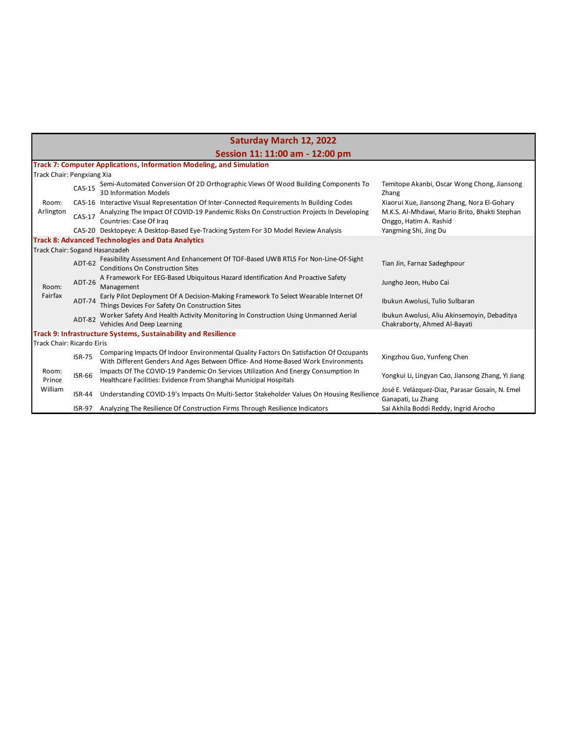## Saturday March 12, 2022

## Session 11: 11:00 am - 12:00 pm

| | | | |
|---|---|---|---|
| **Track 7: Computer Applications, Information Modeling, and Simulation** | | | |
| Track Chair: Pengxiang Xia | | | |
| Room: Arlington | CAS-15 | Semi-Automated Conversion Of 2D Orthographic Views Of Wood Building Components To 3D Information Models | Temitope Akanbi, Oscar Wong Chong, Jiansong Zhang |
| | CAS-16 | Interactive Visual Representation Of Inter-Connected Requirements In Building Codes | Xiaorui Xue, Jiansong Zhang, Nora El-Gohary |
| | CAS-17 | Analyzing The Impact Of COVID-19 Pandemic Risks On Construction Projects In Developing Countries: Case Of Iraq | M.K.S. Al-Mhdawi, Mario Brito, Bhakti Stephan Onggo, Hatim A. Rashid |
| | CAS-20 | Desktopeye: A Desktop-Based Eye-Tracking System For 3D Model Review Analysis | Yangming Shi, Jing Du |
| **Track 8: Advanced Technologies and Data Analytics** | | | |
| Track Chair: Sogand Hasanzadeh | | | |
| Room: Fairfax | ADT-62 | Feasibility Assessment And Enhancement Of TOF-Based UWB RTLS For Non-Line-Of-Sight Conditions On Construction Sites | Tian Jin, Farnaz Sadeghpour |
| | ADT-26 | A Framework For EEG-Based Ubiquitous Hazard Identification And Proactive Safety Management | Jungho Jeon, Hubo Cai |
| | ADT-74 | Early Pilot Deployment Of A Decision-Making Framework To Select Wearable Internet Of Things Devices For Safety On Construction Sites | Ibukun Awolusi, Tulio Sulbaran |
| | ADT-82 | Worker Safety And Health Activity Monitoring In Construction Using Unmanned Aerial Vehicles And Deep Learning | Ibukun Awolusi, Aliu Akinsemoyin, Debaditya Chakraborty, Ahmed Al-Bayati |
| **Track 9: Infrastructure Systems, Sustainability and Resilience** | | | |
| Track Chair: Ricardo Eiris | | | |
| Room: Prince William | ISR-75 | Comparing Impacts Of Indoor Environmental Quality Factors On Satisfaction Of Occupants With Different Genders And Ages Between Office- And Home-Based Work Environments | Xingzhou Guo, Yunfeng Chen |
| | ISR-66 | Impacts Of The COVID-19 Pandemic On Services Utilization And Energy Consumption In Healthcare Facilities: Evidence From Shanghai Municipal Hospitals | Yongkui Li, Lingyan Cao, Jiansong Zhang, Yi Jiang |
| | ISR-44 | Understanding COVID-19's Impacts On Multi-Sector Stakeholder Values On Housing Resilience | José E. Velázquez-Diaz, Parasar Gosain, N. Emel Ganapati, Lu Zhang |
| | ISR-97 | Analyzing The Resilience Of Construction Firms Through Resilience Indicators | Sai Akhila Boddi Reddy, Ingrid Arocho |